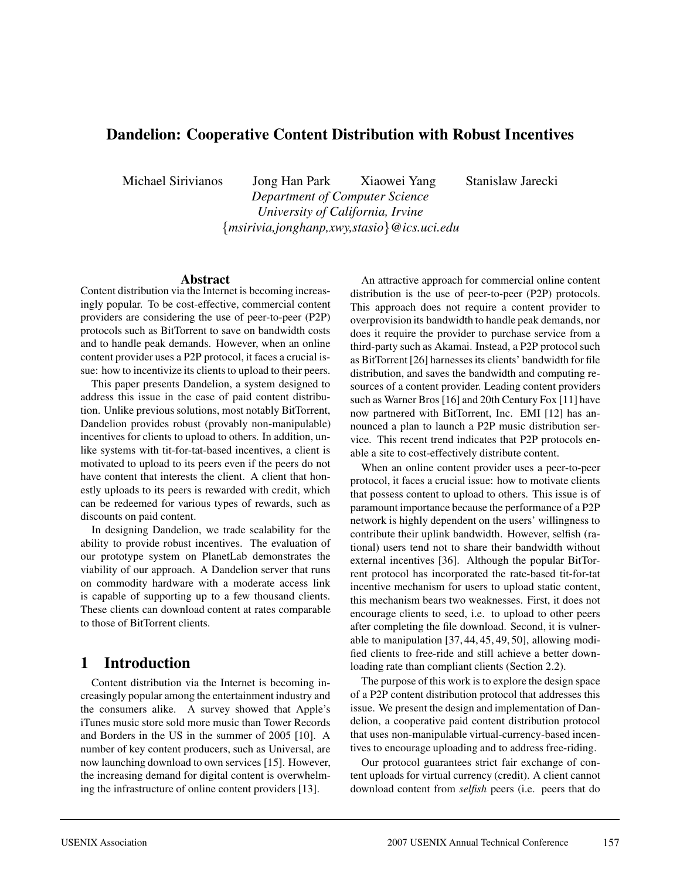# Dandelion: Cooperative Content Distribution with Robust Incentives

Michael Sirivianos Jong Han Park Xiaowei Yang Stanislaw Jarecki

*Department of Computer Science*
*University of California, Irvine*
{*msirivia,jonghanp,xwy,stasio*}*@ics.uci.edu*

## Abstract

Content distribution via the Internet is becoming increasingly popular. To be cost-effective, commercial content providers are considering the use of peer-to-peer (P2P) protocols such as BitTorrent to save on bandwidth costs and to handle peak demands. However, when an online content provider uses a P2P protocol, it faces a crucial issue: how to incentivize its clients to upload to their peers.

This paper presents Dandelion, a system designed to address this issue in the case of paid content distribution. Unlike previous solutions, most notably BitTorrent, Dandelion provides robust (provably non-manipulable) incentives for clients to upload to others. In addition, unlike systems with tit-for-tat-based incentives, a client is motivated to upload to its peers even if the peers do not have content that interests the client. A client that honestly uploads to its peers is rewarded with credit, which can be redeemed for various types of rewards, such as discounts on paid content.

In designing Dandelion, we trade scalability for the ability to provide robust incentives. The evaluation of our prototype system on PlanetLab demonstrates the viability of our approach. A Dandelion server that runs on commodity hardware with a moderate access link is capable of supporting up to a few thousand clients. These clients can download content at rates comparable to those of BitTorrent clients.

## 1 Introduction

Content distribution via the Internet is becoming increasingly popular among the entertainment industry and the consumers alike. A survey showed that Apple's iTunes music store sold more music than Tower Records and Borders in the US in the summer of 2005 [10]. A number of key content producers, such as Universal, are now launching download to own services [15]. However, the increasing demand for digital content is overwhelming the infrastructure of online content providers [13].

An attractive approach for commercial online content distribution is the use of peer-to-peer (P2P) protocols. This approach does not require a content provider to overprovision its bandwidth to handle peak demands, nor does it require the provider to purchase service from a third-party such as Akamai. Instead, a P2P protocol such as BitTorrent [26] harnesses its clients' bandwidth for file distribution, and saves the bandwidth and computing resources of a content provider. Leading content providers such as Warner Bros [16] and 20th Century Fox [11] have now partnered with BitTorrent, Inc. EMI [12] has announced a plan to launch a P2P music distribution service. This recent trend indicates that P2P protocols enable a site to cost-effectively distribute content.

When an online content provider uses a peer-to-peer protocol, it faces a crucial issue: how to motivate clients that possess content to upload to others. This issue is of paramount importance because the performance of a P2P network is highly dependent on the users' willingness to contribute their uplink bandwidth. However, selfish (rational) users tend not to share their bandwidth without external incentives [36]. Although the popular BitTorrent protocol has incorporated the rate-based tit-for-tat incentive mechanism for users to upload static content, this mechanism bears two weaknesses. First, it does not encourage clients to seed, i.e. to upload to other peers after completing the file download. Second, it is vulnerable to manipulation [37, 44, 45, 49, 50], allowing modified clients to free-ride and still achieve a better downloading rate than compliant clients (Section 2.2).

The purpose of this work is to explore the design space of a P2P content distribution protocol that addresses this issue. We present the design and implementation of Dandelion, a cooperative paid content distribution protocol that uses non-manipulable virtual-currency-based incentives to encourage uploading and to address free-riding.

Our protocol guarantees strict fair exchange of content uploads for virtual currency (credit). A client cannot download content from *selfish* peers (i.e. peers that do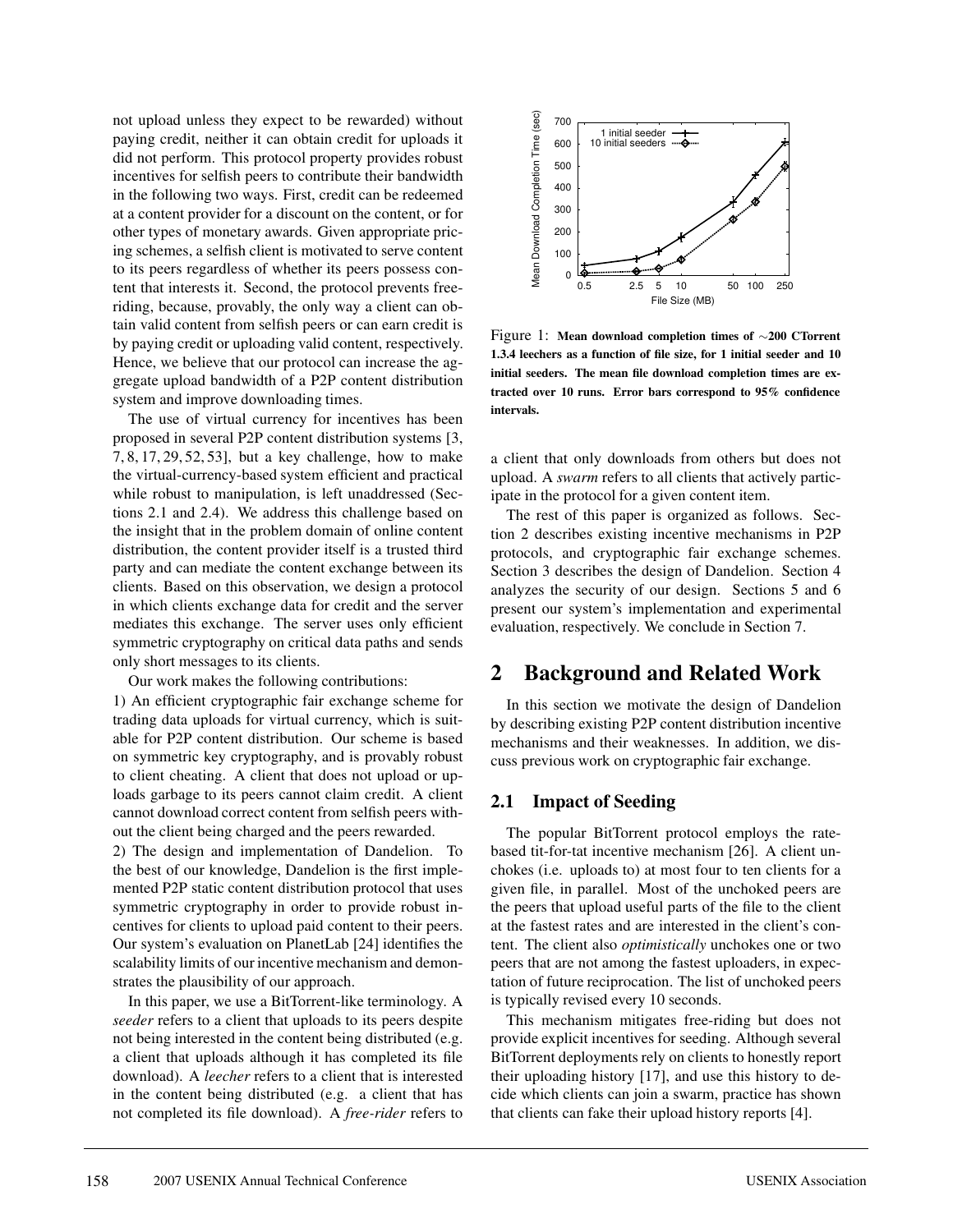not upload unless they expect to be rewarded) without paying credit, neither it can obtain credit for uploads it did not perform. This protocol property provides robust incentives for selfish peers to contribute their bandwidth in the following two ways. First, credit can be redeemed at a content provider for a discount on the content, or for other types of monetary awards. Given appropriate pricing schemes, a selfish client is motivated to serve content to its peers regardless of whether its peers possess content that interests it. Second, the protocol prevents free-riding, because, provably, the only way a client can obtain valid content from selfish peers or can earn credit is by paying credit or uploading valid content, respectively. Hence, we believe that our protocol can increase the aggregate upload bandwidth of a P2P content distribution system and improve downloading times.

The use of virtual currency for incentives has been proposed in several P2P content distribution systems [3, 7, 8, 17, 29, 52, 53], but a key challenge, how to make the virtual-currency-based system efficient and practical while robust to manipulation, is left unaddressed (Sections 2.1 and 2.4). We address this challenge based on the insight that in the problem domain of online content distribution, the content provider itself is a trusted third party and can mediate the content exchange between its clients. Based on this observation, we design a protocol in which clients exchange data for credit and the server mediates this exchange. The server uses only efficient symmetric cryptography on critical data paths and sends only short messages to its clients.

Our work makes the following contributions:

1) An efficient cryptographic fair exchange scheme for trading data uploads for virtual currency, which is suitable for P2P content distribution. Our scheme is based on symmetric key cryptography, and is provably robust to client cheating. A client that does not upload or uploads garbage to its peers cannot claim credit. A client cannot download correct content from selfish peers without the client being charged and the peers rewarded.

2) The design and implementation of Dandelion. To the best of our knowledge, Dandelion is the first implemented P2P static content distribution protocol that uses symmetric cryptography in order to provide robust incentives for clients to upload paid content to their peers. Our system's evaluation on PlanetLab [24] identifies the scalability limits of our incentive mechanism and demonstrates the plausibility of our approach.

In this paper, we use a BitTorrent-like terminology. A *seeder* refers to a client that uploads to its peers despite not being interested in the content being distributed (e.g. a client that uploads although it has completed its file download). A *leecher* refers to a client that is interested in the content being distributed (e.g. a client that has not completed its file download). A *free-rider* refers to a client that only downloads from others but does not upload. A *swarm* refers to all clients that actively participate in the protocol for a given content item.

Figure 1: **Mean download completion times of ∼200 CTorrent 1.3.4 leechers as a function of file size, for 1 initial seeder and 10 initial seeders. The mean file download completion times are extracted over 10 runs. Error bars correspond to 95% confidence intervals.**

The rest of this paper is organized as follows. Section 2 describes existing incentive mechanisms in P2P protocols, and cryptographic fair exchange schemes. Section 3 describes the design of Dandelion. Section 4 analyzes the security of our design. Sections 5 and 6 present our system's implementation and experimental evaluation, respectively. We conclude in Section 7.

## 2 Background and Related Work

In this section we motivate the design of Dandelion by describing existing P2P content distribution incentive mechanisms and their weaknesses. In addition, we discuss previous work on cryptographic fair exchange.

### 2.1 Impact of Seeding

The popular BitTorrent protocol employs the rate-based tit-for-tat incentive mechanism [26]. A client unchokes (i.e. uploads to) at most four to ten clients for a given file, in parallel. Most of the unchoked peers are the peers that upload useful parts of the file to the client at the fastest rates and are interested in the client's content. The client also *optimistically* unchokes one or two peers that are not among the fastest uploaders, in expectation of future reciprocation. The list of unchoked peers is typically revised every 10 seconds.

This mechanism mitigates free-riding but does not provide explicit incentives for seeding. Although several BitTorrent deployments rely on clients to honestly report their uploading history [17], and use this history to decide which clients can join a swarm, practice has shown that clients can fake their upload history reports [4].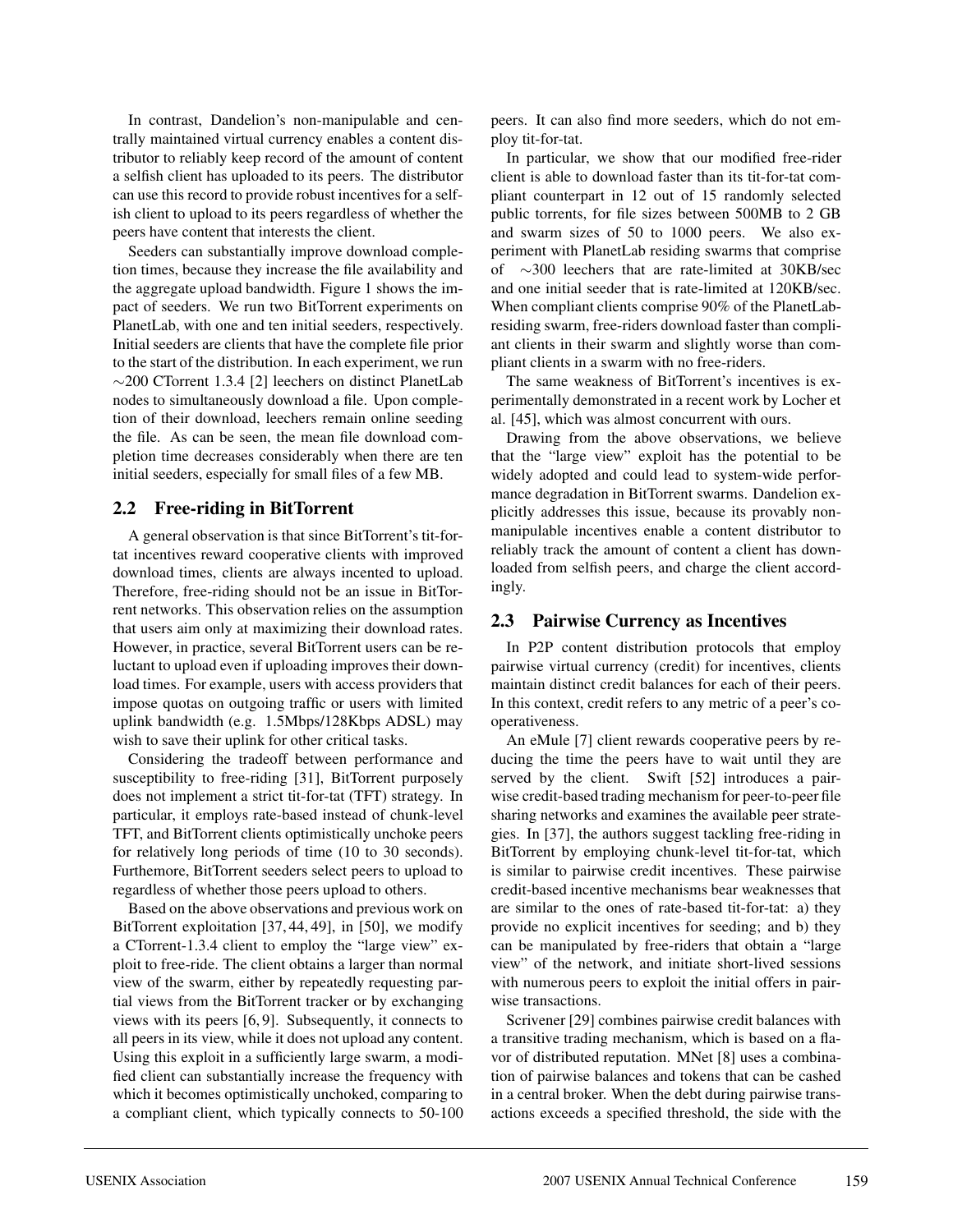In contrast, Dandelion's non-manipulable and centrally maintained virtual currency enables a content distributor to reliably keep record of the amount of content a selfish client has uploaded to its peers. The distributor can use this record to provide robust incentives for a selfish client to upload to its peers regardless of whether the peers have content that interests the client.

Seeders can substantially improve download completion times, because they increase the file availability and the aggregate upload bandwidth. Figure 1 shows the impact of seeders. We run two BitTorrent experiments on PlanetLab, with one and ten initial seeders, respectively. Initial seeders are clients that have the complete file prior to the start of the distribution. In each experiment, we run ∼200 CTorrent 1.3.4 [2] leechers on distinct PlanetLab nodes to simultaneously download a file. Upon completion of their download, leechers remain online seeding the file. As can be seen, the mean file download completion time decreases considerably when there are ten initial seeders, especially for small files of a few MB.

## 2.2 Free-riding in BitTorrent

A general observation is that since BitTorrent's tit-for-tat incentives reward cooperative clients with improved download times, clients are always incented to upload. Therefore, free-riding should not be an issue in BitTorrent networks. This observation relies on the assumption that users aim only at maximizing their download rates. However, in practice, several BitTorrent users can be reluctant to upload even if uploading improves their download times. For example, users with access providers that impose quotas on outgoing traffic or users with limited uplink bandwidth (e.g. 1.5Mbps/128Kbps ADSL) may wish to save their uplink for other critical tasks.

Considering the tradeoff between performance and susceptibility to free-riding [31], BitTorrent purposely does not implement a strict tit-for-tat (TFT) strategy. In particular, it employs rate-based instead of chunk-level TFT, and BitTorrent clients optimistically unchoke peers for relatively long periods of time (10 to 30 seconds). Furthemore, BitTorrent seeders select peers to upload to regardless of whether those peers upload to others.

Based on the above observations and previous work on BitTorrent exploitation [37, 44, 49], in [50], we modify a CTorrent-1.3.4 client to employ the "large view" exploit to free-ride. The client obtains a larger than normal view of the swarm, either by repeatedly requesting partial views from the BitTorrent tracker or by exchanging views with its peers [6, 9]. Subsequently, it connects to all peers in its view, while it does not upload any content. Using this exploit in a sufficiently large swarm, a modified client can substantially increase the frequency with which it becomes optimistically unchoked, comparing to a compliant client, which typically connects to 50-100 peers. It can also find more seeders, which do not employ tit-for-tat.

In particular, we show that our modified free-rider client is able to download faster than its tit-for-tat compliant counterpart in 12 out of 15 randomly selected public torrents, for file sizes between 500MB to 2 GB and swarm sizes of 50 to 1000 peers. We also experiment with PlanetLab residing swarms that comprise of ∼300 leechers that are rate-limited at 30KB/sec and one initial seeder that is rate-limited at 120KB/sec. When compliant clients comprise 90% of the PlanetLab-residing swarm, free-riders download faster than compliant clients in their swarm and slightly worse than compliant clients in a swarm with no free-riders.

The same weakness of BitTorrent's incentives is experimentally demonstrated in a recent work by Locher et al. [45], which was almost concurrent with ours.

Drawing from the above observations, we believe that the "large view" exploit has the potential to be widely adopted and could lead to system-wide performance degradation in BitTorrent swarms. Dandelion explicitly addresses this issue, because its provably non-manipulable incentives enable a content distributor to reliably track the amount of content a client has downloaded from selfish peers, and charge the client accordingly.

## 2.3 Pairwise Currency as Incentives

In P2P content distribution protocols that employ pairwise virtual currency (credit) for incentives, clients maintain distinct credit balances for each of their peers. In this context, credit refers to any metric of a peer's cooperativeness.

An eMule [7] client rewards cooperative peers by reducing the time the peers have to wait until they are served by the client. Swift [52] introduces a pairwise credit-based trading mechanism for peer-to-peer file sharing networks and examines the available peer strategies. In [37], the authors suggest tackling free-riding in BitTorrent by employing chunk-level tit-for-tat, which is similar to pairwise credit incentives. These pairwise credit-based incentive mechanisms bear weaknesses that are similar to the ones of rate-based tit-for-tat: a) they provide no explicit incentives for seeding; and b) they can be manipulated by free-riders that obtain a "large view" of the network, and initiate short-lived sessions with numerous peers to exploit the initial offers in pairwise transactions.

Scrivener [29] combines pairwise credit balances with a transitive trading mechanism, which is based on a flavor of distributed reputation. MNet [8] uses a combination of pairwise balances and tokens that can be cashed in a central broker. When the debt during pairwise transactions exceeds a specified threshold, the side with the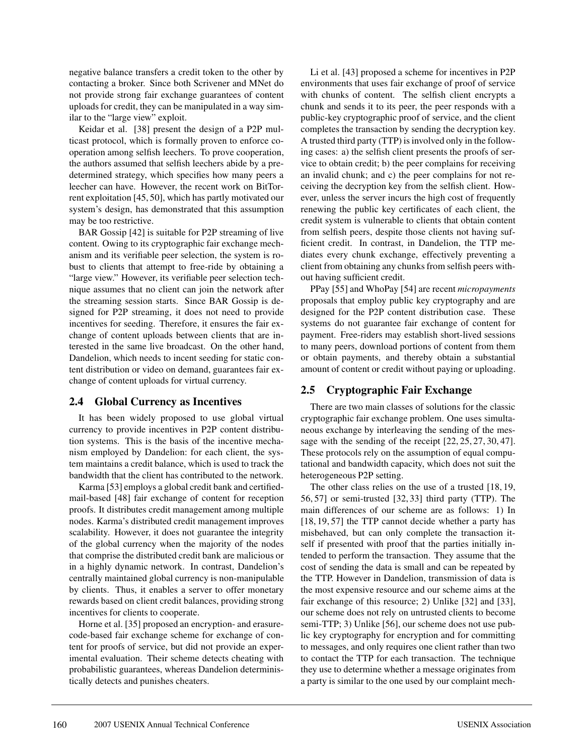negative balance transfers a credit token to the other by contacting a broker. Since both Scrivener and MNet do not provide strong fair exchange guarantees of content uploads for credit, they can be manipulated in a way similar to the "large view" exploit.

Keidar et al. [38] present the design of a P2P multicast protocol, which is formally proven to enforce cooperation among selfish leechers. To prove cooperation, the authors assumed that selfish leechers abide by a predetermined strategy, which specifies how many peers a leecher can have. However, the recent work on BitTorrent exploitation [45, 50], which has partly motivated our system's design, has demonstrated that this assumption may be too restrictive.

BAR Gossip [42] is suitable for P2P streaming of live content. Owing to its cryptographic fair exchange mechanism and its verifiable peer selection, the system is robust to clients that attempt to free-ride by obtaining a "large view." However, its verifiable peer selection technique assumes that no client can join the network after the streaming session starts. Since BAR Gossip is designed for P2P streaming, it does not need to provide incentives for seeding. Therefore, it ensures the fair exchange of content uploads between clients that are interested in the same live broadcast. On the other hand, Dandelion, which needs to incent seeding for static content distribution or video on demand, guarantees fair exchange of content uploads for virtual currency.

## 2.4 Global Currency as Incentives

It has been widely proposed to use global virtual currency to provide incentives in P2P content distribution systems. This is the basis of the incentive mechanism employed by Dandelion: for each client, the system maintains a credit balance, which is used to track the bandwidth that the client has contributed to the network.

Karma [53] employs a global credit bank and certified-mail-based [48] fair exchange of content for reception proofs. It distributes credit management among multiple nodes. Karma's distributed credit management improves scalability. However, it does not guarantee the integrity of the global currency when the majority of the nodes that comprise the distributed credit bank are malicious or in a highly dynamic network. In contrast, Dandelion's centrally maintained global currency is non-manipulable by clients. Thus, it enables a server to offer monetary rewards based on client credit balances, providing strong incentives for clients to cooperate.

Horne et al. [35] proposed an encryption- and erasure-code-based fair exchange scheme for exchange of content for proofs of service, but did not provide an experimental evaluation. Their scheme detects cheating with probabilistic guarantees, whereas Dandelion deterministically detects and punishes cheaters.

Li et al. [43] proposed a scheme for incentives in P2P environments that uses fair exchange of proof of service with chunks of content. The selfish client encrypts a chunk and sends it to its peer, the peer responds with a public-key cryptographic proof of service, and the client completes the transaction by sending the decryption key. A trusted third party (TTP) is involved only in the following cases: a) the selfish client presents the proofs of service to obtain credit; b) the peer complains for receiving an invalid chunk; and c) the peer complains for not receiving the decryption key from the selfish client. However, unless the server incurs the high cost of frequently renewing the public key certificates of each client, the credit system is vulnerable to clients that obtain content from selfish peers, despite those clients not having sufficient credit. In contrast, in Dandelion, the TTP mediates every chunk exchange, effectively preventing a client from obtaining any chunks from selfish peers without having sufficient credit.

PPay [55] and WhoPay [54] are recent *micropayments* proposals that employ public key cryptography and are designed for the P2P content distribution case. These systems do not guarantee fair exchange of content for payment. Free-riders may establish short-lived sessions to many peers, download portions of content from them or obtain payments, and thereby obtain a substantial amount of content or credit without paying or uploading.

## 2.5 Cryptographic Fair Exchange

There are two main classes of solutions for the classic cryptographic fair exchange problem. One uses simultaneous exchange by interleaving the sending of the message with the sending of the receipt [22, 25, 27, 30, 47]. These protocols rely on the assumption of equal computational and bandwidth capacity, which does not suit the heterogeneous P2P setting.

The other class relies on the use of a trusted [18, 19, 56, 57] or semi-trusted [32, 33] third party (TTP). The main differences of our scheme are as follows: 1) In [18, 19, 57] the TTP cannot decide whether a party has misbehaved, but can only complete the transaction itself if presented with proof that the parties initially intended to perform the transaction. They assume that the cost of sending the data is small and can be repeated by the TTP. However in Dandelion, transmission of data is the most expensive resource and our scheme aims at the fair exchange of this resource; 2) Unlike [32] and [33], our scheme does not rely on untrusted clients to become semi-TTP; 3) Unlike [56], our scheme does not use public key cryptography for encryption and for committing to messages, and only requires one client rather than two to contact the TTP for each transaction. The technique they use to determine whether a message originates from a party is similar to the one used by our complaint mech-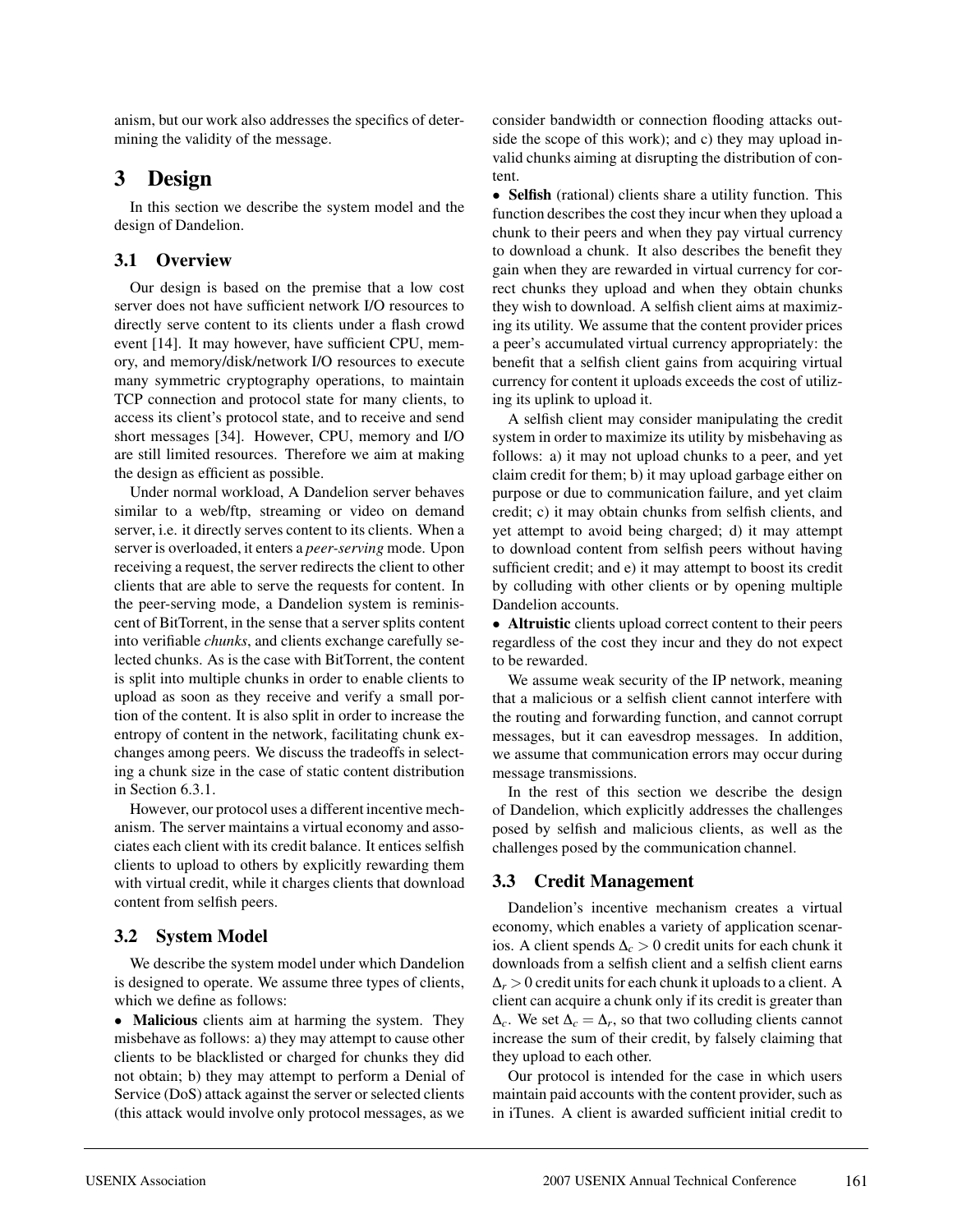anism, but our work also addresses the specifics of determining the validity of the message.

# 3 Design

In this section we describe the system model and the design of Dandelion.

## 3.1 Overview

Our design is based on the premise that a low cost server does not have sufficient network I/O resources to directly serve content to its clients under a flash crowd event [14]. It may however, have sufficient CPU, memory, and memory/disk/network I/O resources to execute many symmetric cryptography operations, to maintain TCP connection and protocol state for many clients, to access its client's protocol state, and to receive and send short messages [34]. However, CPU, memory and I/O are still limited resources. Therefore we aim at making the design as efficient as possible.

Under normal workload, A Dandelion server behaves similar to a web/ftp, streaming or video on demand server, i.e. it directly serves content to its clients. When a server is overloaded, it enters a *peer-serving* mode. Upon receiving a request, the server redirects the client to other clients that are able to serve the requests for content. In the peer-serving mode, a Dandelion system is reminiscent of BitTorrent, in the sense that a server splits content into verifiable *chunks*, and clients exchange carefully selected chunks. As is the case with BitTorrent, the content is split into multiple chunks in order to enable clients to upload as soon as they receive and verify a small portion of the content. It is also split in order to increase the entropy of content in the network, facilitating chunk exchanges among peers. We discuss the tradeoffs in selecting a chunk size in the case of static content distribution in Section 6.3.1.

However, our protocol uses a different incentive mechanism. The server maintains a virtual economy and associates each client with its credit balance. It entices selfish clients to upload to others by explicitly rewarding them with virtual credit, while it charges clients that download content from selfish peers.

## 3.2 System Model

We describe the system model under which Dandelion is designed to operate. We assume three types of clients, which we define as follows:

- **Malicious** clients aim at harming the system. They misbehave as follows: a) they may attempt to cause other clients to be blacklisted or charged for chunks they did not obtain; b) they may attempt to perform a Denial of Service (DoS) attack against the server or selected clients (this attack would involve only protocol messages, as we consider bandwidth or connection flooding attacks outside the scope of this work); and c) they may upload invalid chunks aiming at disrupting the distribution of content.
- **Selfish** (rational) clients share a utility function. This function describes the cost they incur when they upload a chunk to their peers and when they pay virtual currency to download a chunk. It also describes the benefit they gain when they are rewarded in virtual currency for correct chunks they upload and when they obtain chunks they wish to download. A selfish client aims at maximizing its utility. We assume that the content provider prices a peer's accumulated virtual currency appropriately: the benefit that a selfish client gains from acquiring virtual currency for content it uploads exceeds the cost of utilizing its uplink to upload it.

A selfish client may consider manipulating the credit system in order to maximize its utility by misbehaving as follows: a) it may not upload chunks to a peer, and yet claim credit for them; b) it may upload garbage either on purpose or due to communication failure, and yet claim credit; c) it may obtain chunks from selfish clients, and yet attempt to avoid being charged; d) it may attempt to download content from selfish peers without having sufficient credit; and e) it may attempt to boost its credit by colluding with other clients or by opening multiple Dandelion accounts.

- **Altruistic** clients upload correct content to their peers regardless of the cost they incur and they do not expect to be rewarded.

We assume weak security of the IP network, meaning that a malicious or a selfish client cannot interfere with the routing and forwarding function, and cannot corrupt messages, but it can eavesdrop messages. In addition, we assume that communication errors may occur during message transmissions.

In the rest of this section we describe the design of Dandelion, which explicitly addresses the challenges posed by selfish and malicious clients, as well as the challenges posed by the communication channel.

## 3.3 Credit Management

Dandelion's incentive mechanism creates a virtual economy, which enables a variety of application scenarios. A client spends $\Delta_c > 0$ credit units for each chunk it downloads from a selfish client and a selfish client earns $\Delta_r > 0$ credit units for each chunk it uploads to a client. A client can acquire a chunk only if its credit is greater than $\Delta_c$. We set $\Delta_c = \Delta_r$, so that two colluding clients cannot increase the sum of their credit, by falsely claiming that they upload to each other.

Our protocol is intended for the case in which users maintain paid accounts with the content provider, such as in iTunes. A client is awarded sufficient initial credit to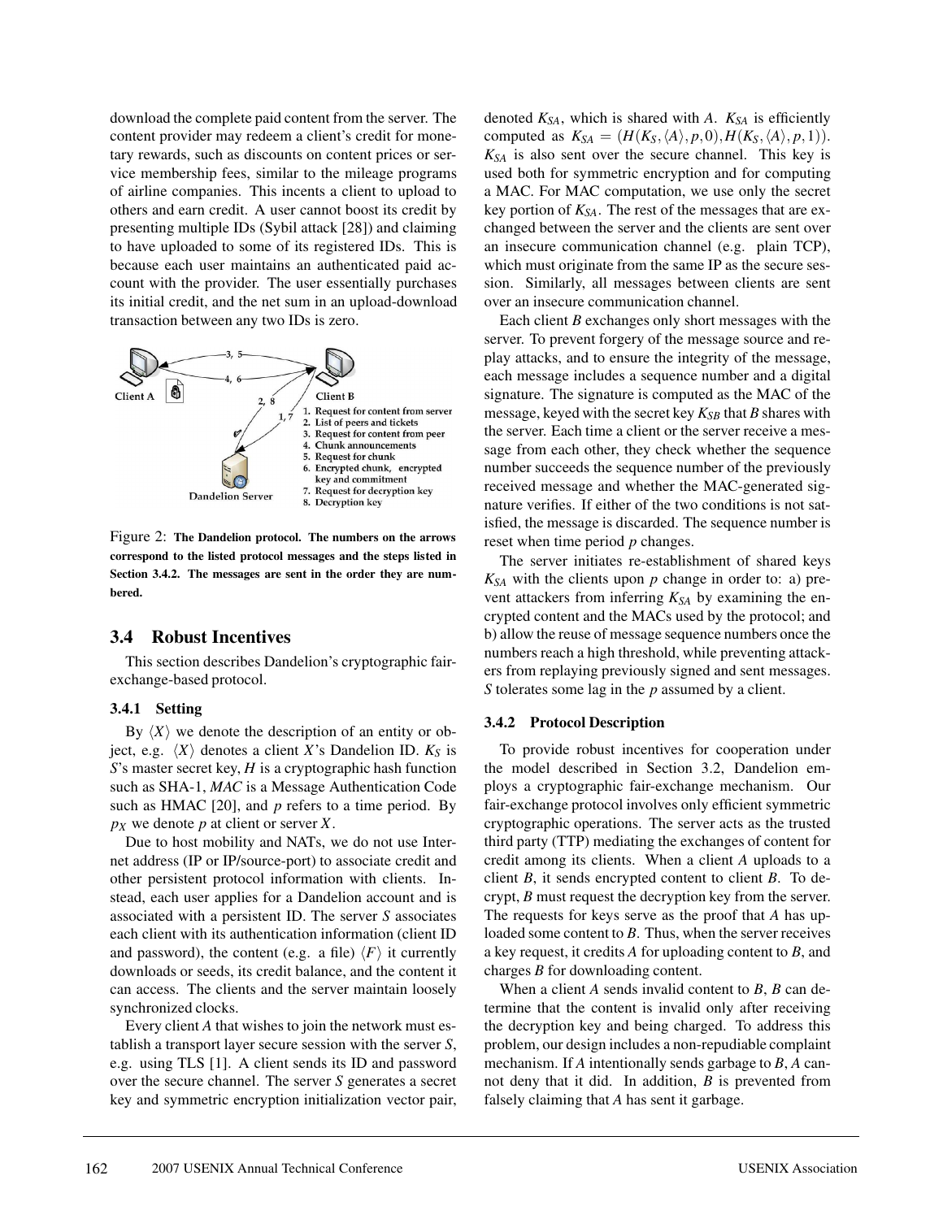download the complete paid content from the server. The content provider may redeem a client's credit for monetary rewards, such as discounts on content prices or service membership fees, similar to the mileage programs of airline companies. This incents a client to upload to others and earn credit. A user cannot boost its credit by presenting multiple IDs (Sybil attack [28]) and claiming to have uploaded to some of its registered IDs. This is because each user maintains an authenticated paid account with the provider. The user essentially purchases its initial credit, and the net sum in an upload-download transaction between any two IDs is zero.

Client A

Client B

Dandelion Server

3, 5

4, 6

2, 8

1, 7

1. Request for content from server
2. List of peers and tickets
3. Request for content from peer
4. Chunk announcements
5. Request for chunk
6. Encrypted chunk, encrypted key and commitment
7. Request for decryption key
8. Decryption key

Figure 2: **The Dandelion protocol. The numbers on the arrows correspond to the listed protocol messages and the steps listed in Section 3.4.2. The messages are sent in the order they are numbered.**

## 3.4 Robust Incentives

This section describes Dandelion's cryptographic fair-exchange-based protocol.

### 3.4.1 Setting

By $\langle X \rangle$ we denote the description of an entity or object, e.g. $\langle X \rangle$ denotes a client $X$'s Dandelion ID. $K_S$ is $S$'s master secret key, $H$ is a cryptographic hash function such as SHA-1, $MAC$ is a Message Authentication Code such as HMAC [20], and $p$ refers to a time period. By $p_X$ we denote $p$ at client or server $X$.

Due to host mobility and NATs, we do not use Internet address (IP or IP/source-port) to associate credit and other persistent protocol information with clients. Instead, each user applies for a Dandelion account and is associated with a persistent ID. The server $S$ associates each client with its authentication information (client ID and password), the content (e.g. a file) $\langle F \rangle$ it currently downloads or seeds, its credit balance, and the content it can access. The clients and the server maintain loosely synchronized clocks.

Every client $A$ that wishes to join the network must establish a transport layer secure session with the server $S$, e.g. using TLS [1]. A client sends its ID and password over the secure channel. The server $S$ generates a secret key and symmetric encryption initialization vector pair, denoted $K_{SA}$, which is shared with $A$. $K_{SA}$ is efficiently computed as $K_{SA} = (H(K_S, \langle A \rangle, p, 0), H(K_S, \langle A \rangle, p, 1))$. $K_{SA}$ is also sent over the secure channel. This key is used both for symmetric encryption and for computing a MAC. For MAC computation, we use only the secret key portion of $K_{SA}$. The rest of the messages that are exchanged between the server and the clients are sent over an insecure communication channel (e.g. plain TCP), which must originate from the same IP as the secure session. Similarly, all messages between clients are sent over an insecure communication channel.

Each client $B$ exchanges only short messages with the server. To prevent forgery of the message source and replay attacks, and to ensure the integrity of the message, each message includes a sequence number and a digital signature. The signature is computed as the MAC of the message, keyed with the secret key $K_{SB}$ that $B$ shares with the server. Each time a client or the server receive a message from each other, they check whether the sequence number succeeds the sequence number of the previously received message and whether the MAC-generated signature verifies. If either of the two conditions is not satisfied, the message is discarded. The sequence number is reset when time period $p$ changes.

The server initiates re-establishment of shared keys $K_{SA}$ with the clients upon $p$ change in order to: a) prevent attackers from inferring $K_{SA}$ by examining the encrypted content and the MACs used by the protocol; and b) allow the reuse of message sequence numbers once the numbers reach a high threshold, while preventing attackers from replaying previously signed and sent messages. $S$ tolerates some lag in the $p$ assumed by a client.

### 3.4.2 Protocol Description

To provide robust incentives for cooperation under the model described in Section 3.2, Dandelion employs a cryptographic fair-exchange mechanism. Our fair-exchange protocol involves only efficient symmetric cryptographic operations. The server acts as the trusted third party (TTP) mediating the exchanges of content for credit among its clients. When a client $A$ uploads to a client $B$, it sends encrypted content to client $B$. To decrypt, $B$ must request the decryption key from the server. The requests for keys serve as the proof that $A$ has uploaded some content to $B$. Thus, when the server receives a key request, it credits $A$ for uploading content to $B$, and charges $B$ for downloading content.

When a client $A$ sends invalid content to $B$, $B$ can determine that the content is invalid only after receiving the decryption key and being charged. To address this problem, our design includes a non-repudiable complaint mechanism. If $A$ intentionally sends garbage to $B$, $A$ cannot deny that it did. In addition, $B$ is prevented from falsely claiming that $A$ has sent it garbage.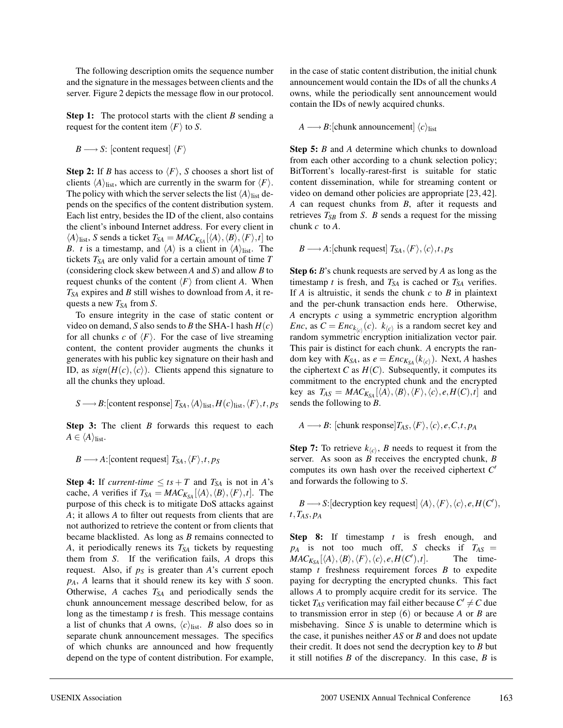The following description omits the sequence number and the signature in the messages between clients and the server. Figure 2 depicts the message flow in our protocol.

**Step 1:** The protocol starts with the client $B$ sending a request for the content item $\langle F \rangle$ to $S$.

$B \longrightarrow S$: [content request] $\langle F \rangle$

**Step 2:** If $B$ has access to $\langle F \rangle$, $S$ chooses a short list of clients $\langle A \rangle_{\text{list}}$, which are currently in the swarm for $\langle F \rangle$. The policy with which the server selects the list $\langle A \rangle_{\text{list}}$ depends on the specifics of the content distribution system. Each list entry, besides the ID of the client, also contains the client's inbound Internet address. For every client in $\langle A \rangle_{\text{list}}$, $S$ sends a ticket $T_{SA} = MAC_{K_{SA}}[\langle A \rangle, \langle B \rangle, \langle F \rangle, t]$ to $B$. $t$ is a timestamp, and $\langle A \rangle$ is a client in $\langle A \rangle_{\text{list}}$. The tickets $T_{SA}$ are only valid for a certain amount of time $T$ (considering clock skew between $A$ and $S$) and allow $B$ to request chunks of the content $\langle F \rangle$ from client $A$. When $T_{SA}$ expires and $B$ still wishes to download from $A$, it requests a new $T_{SA}$ from $S$.

To ensure integrity in the case of static content or video on demand, $S$ also sends to $B$ the SHA-1 hash $H(c)$ for all chunks $c$ of $\langle F \rangle$. For the case of live streaming content, the content provider augments the chunks it generates with his public key signature on their hash and ID, as $sign(H(c), \langle c \rangle)$. Clients append this signature to all the chunks they upload.

$S \longrightarrow B$:[content response] $T_{SA}, \langle A \rangle_{\text{list}}, H(c)_{\text{list}}, \langle F \rangle, t, p_S$

**Step 3:** The client $B$ forwards this request to each $A \in \langle A \rangle_{\text{list}}$.

$B \longrightarrow A$:[content request] $T_{SA}, \langle F \rangle, t, p_S$

**Step 4:** If *current-time* $\leq ts + T$ and $T_{SA}$ is not in $A$'s cache, $A$ verifies if $T_{SA} = MAC_{K_{SA}}[\langle A \rangle, \langle B \rangle, \langle F \rangle, t]$. The purpose of this check is to mitigate DoS attacks against $A$; it allows $A$ to filter out requests from clients that are not authorized to retrieve the content or from clients that became blacklisted. As long as $B$ remains connected to $A$, it periodically renews its $T_{SA}$ tickets by requesting them from $S$. If the verification fails, $A$ drops this request. Also, if $p_S$ is greater than $A$'s current epoch $p_A$, $A$ learns that it should renew its key with $S$ soon. Otherwise, $A$ caches $T_{SA}$ and periodically sends the chunk announcement message described below, for as long as the timestamp $t$ is fresh. This message contains a list of chunks that $A$ owns, $\langle c \rangle_{\text{list}}$. $B$ also does so in separate chunk announcement messages. The specifics of which chunks are announced and how frequently depend on the type of content distribution. For example, in the case of static content distribution, the initial chunk announcement would contain the IDs of all the chunks $A$ owns, while the periodically sent announcement would contain the IDs of newly acquired chunks.

$A \longrightarrow B$:[chunk announcement] $\langle c \rangle_{\text{list}}$

**Step 5:** $B$ and $A$ determine which chunks to download from each other according to a chunk selection policy; BitTorrent's locally-rarest-first is suitable for static content dissemination, while for streaming content or video on demand other policies are appropriate [23, 42]. $A$ can request chunks from $B$, after it requests and retrieves $T_{SB}$ from $S$. $B$ sends a request for the missing chunk $c$ to $A$.

$B \longrightarrow A$:[chunk request] $T_{SA}, \langle F \rangle, \langle c \rangle, t, p_S$

**Step 6:** $B$'s chunk requests are served by $A$ as long as the timestamp $t$ is fresh, and $T_{SA}$ is cached or $T_{SA}$ verifies. If $A$ is altruistic, it sends the chunk $c$ to $B$ in plaintext and the per-chunk transaction ends here. Otherwise, $A$ encrypts $c$ using a symmetric encryption algorithm $Enc$, as $C = Enc_{k_{\langle c \rangle}}(c)$. $k_{\langle c \rangle}$ is a random secret key and random symmetric encryption initialization vector pair. This pair is distinct for each chunk. $A$ encrypts the random key with $K_{SA}$, as $e = Enc_{K_{SA}}(k_{\langle c \rangle})$. Next, $A$ hashes the ciphertext $C$ as $H(C)$. Subsequently, it computes its commitment to the encrypted chunk and the encrypted key as $T_{AS} = MAC_{K_{SA}}[\langle A \rangle, \langle B \rangle, \langle F \rangle, \langle c \rangle, e, H(C), t]$ and sends the following to $B$.

$A \longrightarrow B$: [chunk response]$T_{AS}, \langle F \rangle, \langle c \rangle, e, C, t, p_A$

**Step 7:** To retrieve $k_{\langle c \rangle}$, $B$ needs to request it from the server. As soon as $B$ receives the encrypted chunk, $B$ computes its own hash over the received ciphertext $C'$ and forwards the following to $S$.

$B \longrightarrow S$:[decryption key request] $\langle A \rangle, \langle F \rangle, \langle c \rangle, e, H(C'), t, T_{AS}, p_A$

**Step 8:** If timestamp $t$ is fresh enough, and $p_A$ is not too much off, $S$ checks if $T_{AS} = MAC_{K_{SA}}[\langle A \rangle, \langle B \rangle, \langle F \rangle, \langle c \rangle, e, H(C'), t]$. The timestamp $t$ freshness requirement forces $B$ to expedite paying for decrypting the encrypted chunks. This fact allows $A$ to promply acquire credit for its service. The ticket $T_{AS}$ verification may fail either because $C' \neq C$ due to transmission error in step (6) or because $A$ or $B$ are misbehaving. Since $S$ is unable to determine which is the case, it punishes neither $AS$ or $B$ and does not update their credit. It does not send the decryption key to $B$ but it still notifies $B$ of the discrepancy. In this case, $B$ is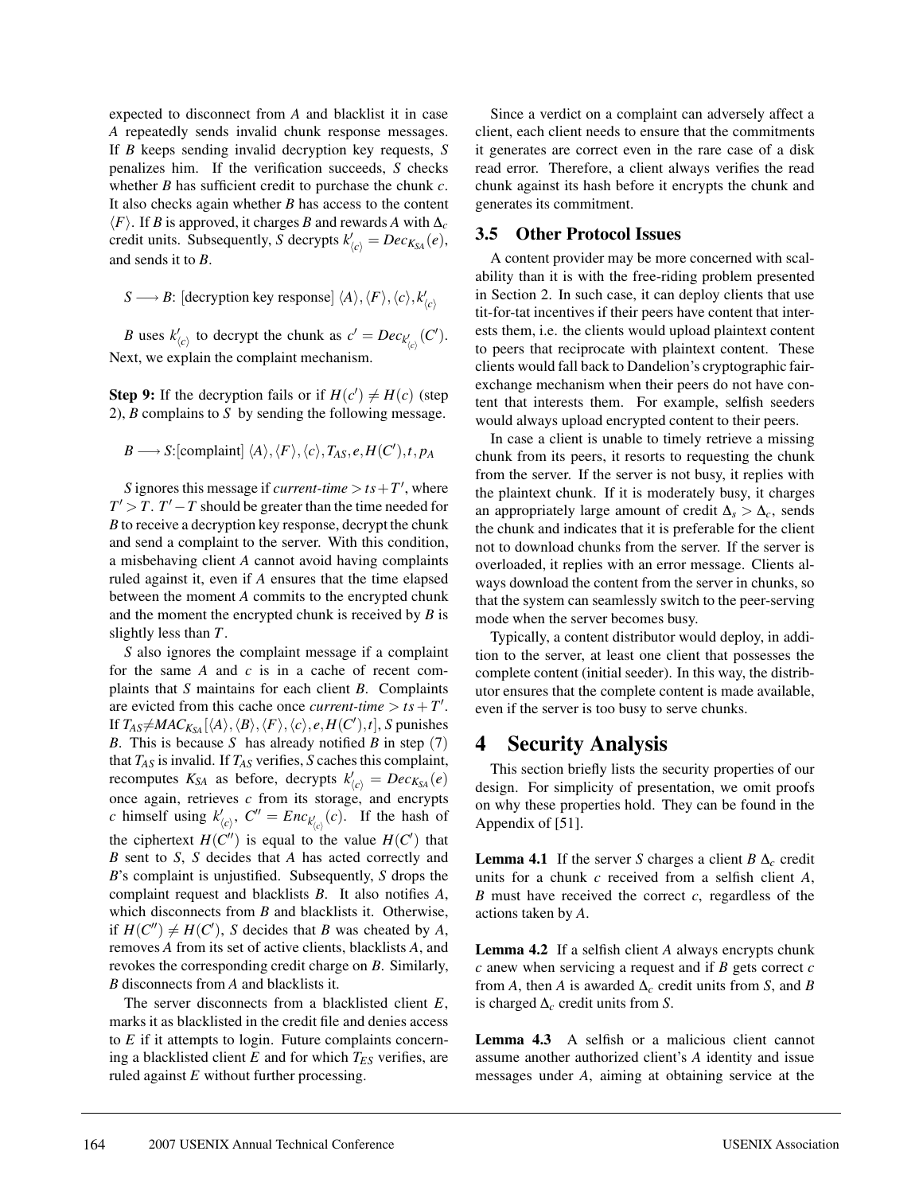expected to disconnect from $A$ and blacklist it in case $A$ repeatedly sends invalid chunk response messages. If $B$ keeps sending invalid decryption key requests, $S$ penalizes him. If the verification succeeds, $S$ checks whether $B$ has sufficient credit to purchase the chunk $c$. It also checks again whether $B$ has access to the content $\langle F \rangle$. If $B$ is approved, it charges $B$ and rewards $A$ with $\Delta_c$ credit units. Subsequently, $S$ decrypts $k'_{\langle c \rangle} = Dec_{K_{SA}}(e)$, and sends it to $B$.

$$S \longrightarrow B\text{: [decryption key response] } \langle A \rangle, \langle F \rangle, \langle c \rangle, k'_{\langle c \rangle}$$

$B$ uses $k'_{\langle c \rangle}$ to decrypt the chunk as $c' = Dec_{k'_{\langle c \rangle}}(C')$. Next, we explain the complaint mechanism.

**Step 9:** If the decryption fails or if $H(c') \neq H(c)$ (step 2), $B$ complains to $S$ by sending the following message.

$$B \longrightarrow S\text{:[complaint] } \langle A \rangle, \langle F \rangle, \langle c \rangle, T_{AS}, e, H(C'), t, p_A$$

$S$ ignores this message if *current-time* $> ts + T'$, where $T' > T$. $T' - T$ should be greater than the time needed for $B$ to receive a decryption key response, decrypt the chunk and send a complaint to the server. With this condition, a misbehaving client $A$ cannot avoid having complaints ruled against it, even if $A$ ensures that the time elapsed between the moment $A$ commits to the encrypted chunk and the moment the encrypted chunk is received by $B$ is slightly less than $T$.

$S$ also ignores the complaint message if a complaint for the same $A$ and $c$ is in a cache of recent complaints that $S$ maintains for each client $B$. Complaints are evicted from this cache once *current-time* $> ts + T'$. If $T_{AS} \neq MAC_{K_{SA}}[\langle A \rangle, \langle B \rangle, \langle F \rangle, \langle c \rangle, e, H(C'), t]$, $S$ punishes $B$. This is because $S$ has already notified $B$ in step (7) that $T_{AS}$ is invalid. If $T_{AS}$ verifies, $S$ caches this complaint, recomputes $K_{SA}$ as before, decrypts $k'_{\langle c \rangle} = Dec_{K_{SA}}(e)$ once again, retrieves $c$ from its storage, and encrypts $c$ himself using $k'_{\langle c \rangle}$, $C'' = Enc_{k'_{\langle c \rangle}}(c)$. If the hash of the ciphertext $H(C'')$ is equal to the value $H(C')$ that $B$ sent to $S$, $S$ decides that $A$ has acted correctly and $B$'s complaint is unjustified. Subsequently, $S$ drops the complaint request and blacklists $B$. It also notifies $A$, which disconnects from $B$ and blacklists it. Otherwise, if $H(C'') \neq H(C')$, $S$ decides that $B$ was cheated by $A$, removes $A$ from its set of active clients, blacklists $A$, and revokes the corresponding credit charge on $B$. Similarly, $B$ disconnects from $A$ and blacklists it.

The server disconnects from a blacklisted client $E$, marks it as blacklisted in the credit file and denies access to $E$ if it attempts to login. Future complaints concerning a blacklisted client $E$ and for which $T_{ES}$ verifies, are ruled against $E$ without further processing.

Since a verdict on a complaint can adversely affect a client, each client needs to ensure that the commitments it generates are correct even in the rare case of a disk read error. Therefore, a client always verifies the read chunk against its hash before it encrypts the chunk and generates its commitment.

### 3.5 Other Protocol Issues

A content provider may be more concerned with scalability than it is with the free-riding problem presented in Section 2. In such case, it can deploy clients that use tit-for-tat incentives if their peers have content that interests them, i.e. the clients would upload plaintext content to peers that reciprocate with plaintext content. These clients would fall back to Dandelion's cryptographic fair-exchange mechanism when their peers do not have content that interests them. For example, selfish seeders would always upload encrypted content to their peers.

In case a client is unable to timely retrieve a missing chunk from its peers, it resorts to requesting the chunk from the server. If the server is not busy, it replies with the plaintext chunk. If it is moderately busy, it charges an appropriately large amount of credit $\Delta_s > \Delta_c$, sends the chunk and indicates that it is preferable for the client not to download chunks from the server. If the server is overloaded, it replies with an error message. Clients always download the content from the server in chunks, so that the system can seamlessly switch to the peer-serving mode when the server becomes busy.

Typically, a content distributor would deploy, in addition to the server, at least one client that possesses the complete content (initial seeder). In this way, the distributor ensures that the complete content is made available, even if the server is too busy to serve chunks.

## 4 Security Analysis

This section briefly lists the security properties of our design. For simplicity of presentation, we omit proofs on why these properties hold. They can be found in the Appendix of [51].

**Lemma 4.1** If the server $S$ charges a client $B$ $\Delta_c$ credit units for a chunk $c$ received from a selfish client $A$, $B$ must have received the correct $c$, regardless of the actions taken by $A$.

**Lemma 4.2** If a selfish client $A$ always encrypts chunk $c$ anew when servicing a request and if $B$ gets correct $c$ from $A$, then $A$ is awarded $\Delta_c$ credit units from $S$, and $B$ is charged $\Delta_c$ credit units from $S$.

**Lemma 4.3** A selfish or a malicious client cannot assume another authorized client's $A$ identity and issue messages under $A$, aiming at obtaining service at the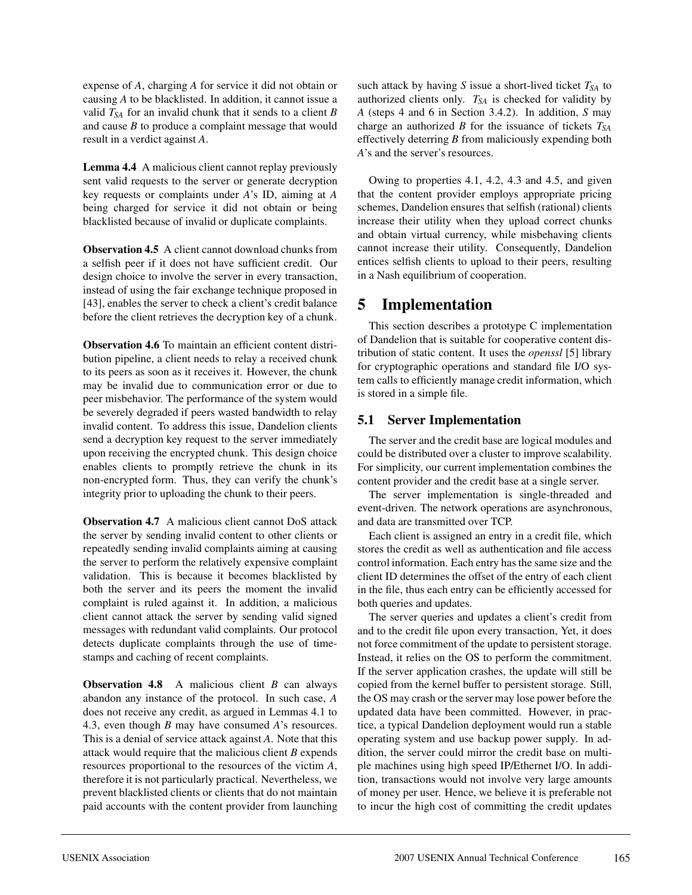expense of $A$, charging $A$ for service it did not obtain or causing $A$ to be blacklisted. In addition, it cannot issue a valid $T_{SA}$ for an invalid chunk that it sends to a client $B$ and cause $B$ to produce a complaint message that would result in a verdict against $A$.

**Lemma 4.4** A malicious client cannot replay previously sent valid requests to the server or generate decryption key requests or complaints under $A$'s ID, aiming at $A$ being charged for service it did not obtain or being blacklisted because of invalid or duplicate complaints.

**Observation 4.5** A client cannot download chunks from a selfish peer if it does not have sufficient credit. Our design choice to involve the server in every transaction, instead of using the fair exchange technique proposed in [43], enables the server to check a client's credit balance before the client retrieves the decryption key of a chunk.

**Observation 4.6** To maintain an efficient content distribution pipeline, a client needs to relay a received chunk to its peers as soon as it receives it. However, the chunk may be invalid due to communication error or due to peer misbehavior. The performance of the system would be severely degraded if peers wasted bandwidth to relay invalid content. To address this issue, Dandelion clients send a decryption key request to the server immediately upon receiving the encrypted chunk. This design choice enables clients to promptly retrieve the chunk in its non-encrypted form. Thus, they can verify the chunk's integrity prior to uploading the chunk to their peers.

**Observation 4.7** A malicious client cannot DoS attack the server by sending invalid content to other clients or repeatedly sending invalid complaints aiming at causing the server to perform the relatively expensive complaint validation. This is because it becomes blacklisted by both the server and its peers the moment the invalid complaint is ruled against it. In addition, a malicious client cannot attack the server by sending valid signed messages with redundant valid complaints. Our protocol detects duplicate complaints through the use of timestamps and caching of recent complaints.

**Observation 4.8** A malicious client $B$ can always abandon any instance of the protocol. In such case, $A$ does not receive any credit, as argued in Lemmas 4.1 to 4.3, even though $B$ may have consumed $A$'s resources. This is a denial of service attack against $A$. Note that this attack would require that the malicious client $B$ expends resources proportional to the resources of the victim $A$, therefore it is not particularly practical. Nevertheless, we prevent blacklisted clients or clients that do not maintain paid accounts with the content provider from launching such attack by having $S$ issue a short-lived ticket $T_{SA}$ to authorized clients only. $T_{SA}$ is checked for validity by $A$ (steps 4 and 6 in Section 3.4.2). In addition, $S$ may charge an authorized $B$ for the issuance of tickets $T_{SA}$ effectively deterring $B$ from maliciously expending both $A$'s and the server's resources.

Owing to properties 4.1, 4.2, 4.3 and 4.5, and given that the content provider employs appropriate pricing schemes, Dandelion ensures that selfish (rational) clients increase their utility when they upload correct chunks and obtain virtual currency, while misbehaving clients cannot increase their utility. Consequently, Dandelion entices selfish clients to upload to their peers, resulting in a Nash equilibrium of cooperation.

# 5 Implementation

This section describes a prototype C implementation of Dandelion that is suitable for cooperative content distribution of static content. It uses the *openssl* [5] library for cryptographic operations and standard file I/O system calls to efficiently manage credit information, which is stored in a simple file.

## 5.1 Server Implementation

The server and the credit base are logical modules and could be distributed over a cluster to improve scalability. For simplicity, our current implementation combines the content provider and the credit base at a single server.

The server implementation is single-threaded and event-driven. The network operations are asynchronous, and data are transmitted over TCP.

Each client is assigned an entry in a credit file, which stores the credit as well as authentication and file access control information. Each entry has the same size and the client ID determines the offset of the entry of each client in the file, thus each entry can be efficiently accessed for both queries and updates.

The server queries and updates a client's credit from and to the credit file upon every transaction, Yet, it does not force commitment of the update to persistent storage. Instead, it relies on the OS to perform the commitment. If the server application crashes, the update will still be copied from the kernel buffer to persistent storage. Still, the OS may crash or the server may lose power before the updated data have been committed. However, in practice, a typical Dandelion deployment would run a stable operating system and use backup power supply. In addition, the server could mirror the credit base on multiple machines using high speed IP/Ethernet I/O. In addition, transactions would not involve very large amounts of money per user. Hence, we believe it is preferable not to incur the high cost of committing the credit updates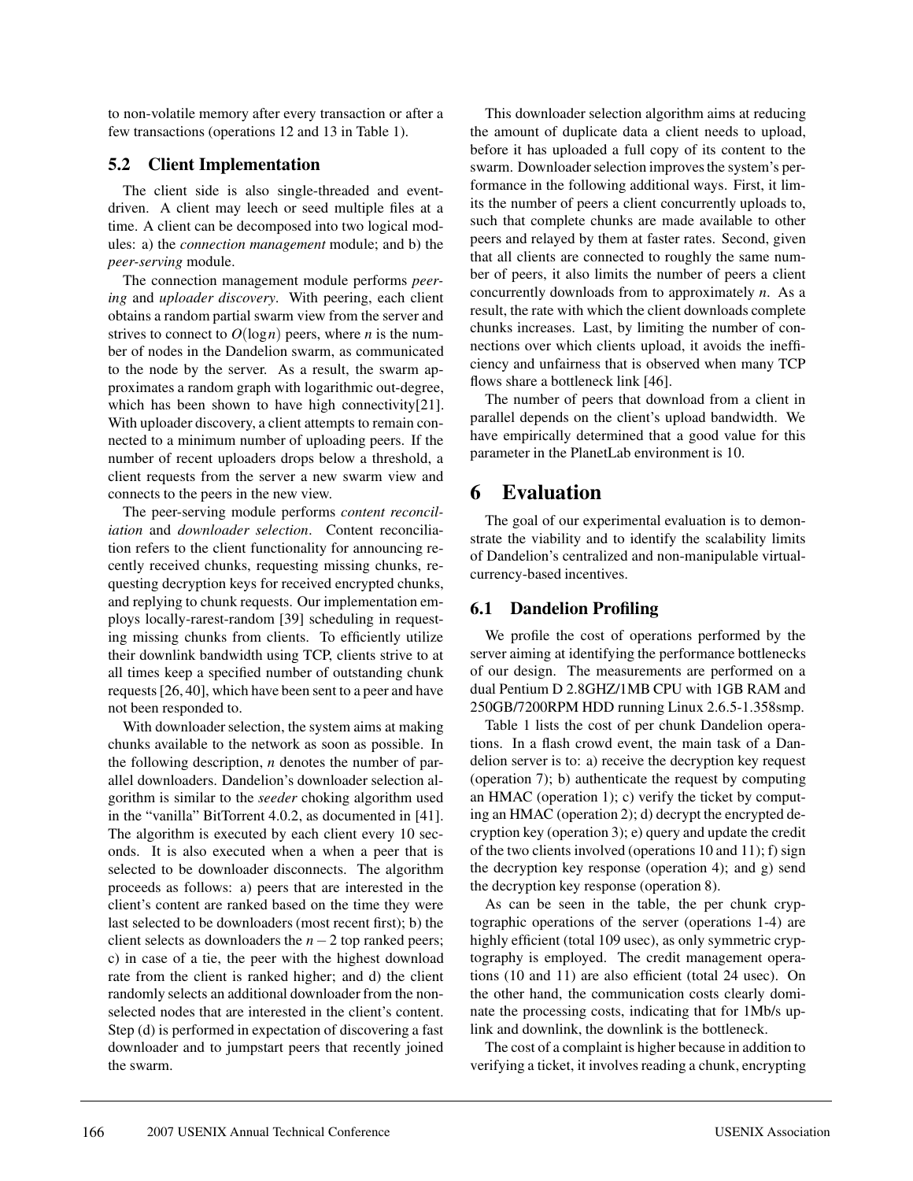to non-volatile memory after every transaction or after a few transactions (operations 12 and 13 in Table 1).

### 5.2 Client Implementation

The client side is also single-threaded and event-driven. A client may leech or seed multiple files at a time. A client can be decomposed into two logical modules: a) the *connection management* module; and b) the *peer-serving* module.

The connection management module performs *peering* and *uploader discovery*. With peering, each client obtains a random partial swarm view from the server and strives to connect to $O(\log n)$ peers, where $n$ is the number of nodes in the Dandelion swarm, as communicated to the node by the server. As a result, the swarm approximates a random graph with logarithmic out-degree, which has been shown to have high connectivity[21]. With uploader discovery, a client attempts to remain connected to a minimum number of uploading peers. If the number of recent uploaders drops below a threshold, a client requests from the server a new swarm view and connects to the peers in the new view.

The peer-serving module performs *content reconciliation* and *downloader selection*. Content reconciliation refers to the client functionality for announcing recently received chunks, requesting missing chunks, requesting decryption keys for received encrypted chunks, and replying to chunk requests. Our implementation employs locally-rarest-random [39] scheduling in requesting missing chunks from clients. To efficiently utilize their downlink bandwidth using TCP, clients strive to at all times keep a specified number of outstanding chunk requests [26, 40], which have been sent to a peer and have not been responded to.

With downloader selection, the system aims at making chunks available to the network as soon as possible. In the following description, $n$ denotes the number of parallel downloaders. Dandelion's downloader selection algorithm is similar to the *seeder* choking algorithm used in the "vanilla" BitTorrent 4.0.2, as documented in [41]. The algorithm is executed by each client every 10 seconds. It is also executed when a when a peer that is selected to be downloader disconnects. The algorithm proceeds as follows: a) peers that are interested in the client's content are ranked based on the time they were last selected to be downloaders (most recent first); b) the client selects as downloaders the $n-2$ top ranked peers; c) in case of a tie, the peer with the highest download rate from the client is ranked higher; and d) the client randomly selects an additional downloader from the non-selected nodes that are interested in the client's content. Step (d) is performed in expectation of discovering a fast downloader and to jumpstart peers that recently joined the swarm.

This downloader selection algorithm aims at reducing the amount of duplicate data a client needs to upload, before it has uploaded a full copy of its content to the swarm. Downloader selection improves the system's performance in the following additional ways. First, it limits the number of peers a client concurrently uploads to, such that complete chunks are made available to other peers and relayed by them at faster rates. Second, given that all clients are connected to roughly the same number of peers, it also limits the number of peers a client concurrently downloads from to approximately $n$. As a result, the rate with which the client downloads complete chunks increases. Last, by limiting the number of connections over which clients upload, it avoids the inefficiency and unfairness that is observed when many TCP flows share a bottleneck link [46].

The number of peers that download from a client in parallel depends on the client's upload bandwidth. We have empirically determined that a good value for this parameter in the PlanetLab environment is 10.

## 6 Evaluation

The goal of our experimental evaluation is to demonstrate the viability and to identify the scalability limits of Dandelion's centralized and non-manipulable virtual-currency-based incentives.

### 6.1 Dandelion Profiling

We profile the cost of operations performed by the server aiming at identifying the performance bottlenecks of our design. The measurements are performed on a dual Pentium D 2.8GHZ/1MB CPU with 1GB RAM and 250GB/7200RPM HDD running Linux 2.6.5-1.358smp.

Table 1 lists the cost of per chunk Dandelion operations. In a flash crowd event, the main task of a Dandelion server is to: a) receive the decryption key request (operation 7); b) authenticate the request by computing an HMAC (operation 1); c) verify the ticket by computing an HMAC (operation 2); d) decrypt the encrypted decryption key (operation 3); e) query and update the credit of the two clients involved (operations 10 and 11); f) sign the decryption key response (operation 4); and g) send the decryption key response (operation 8).

As can be seen in the table, the per chunk cryptographic operations of the server (operations 1-4) are highly efficient (total 109 usec), as only symmetric cryptography is employed. The credit management operations (10 and 11) are also efficient (total 24 usec). On the other hand, the communication costs clearly dominate the processing costs, indicating that for 1Mb/s uplink and downlink, the downlink is the bottleneck.

The cost of a complaint is higher because in addition to verifying a ticket, it involves reading a chunk, encrypting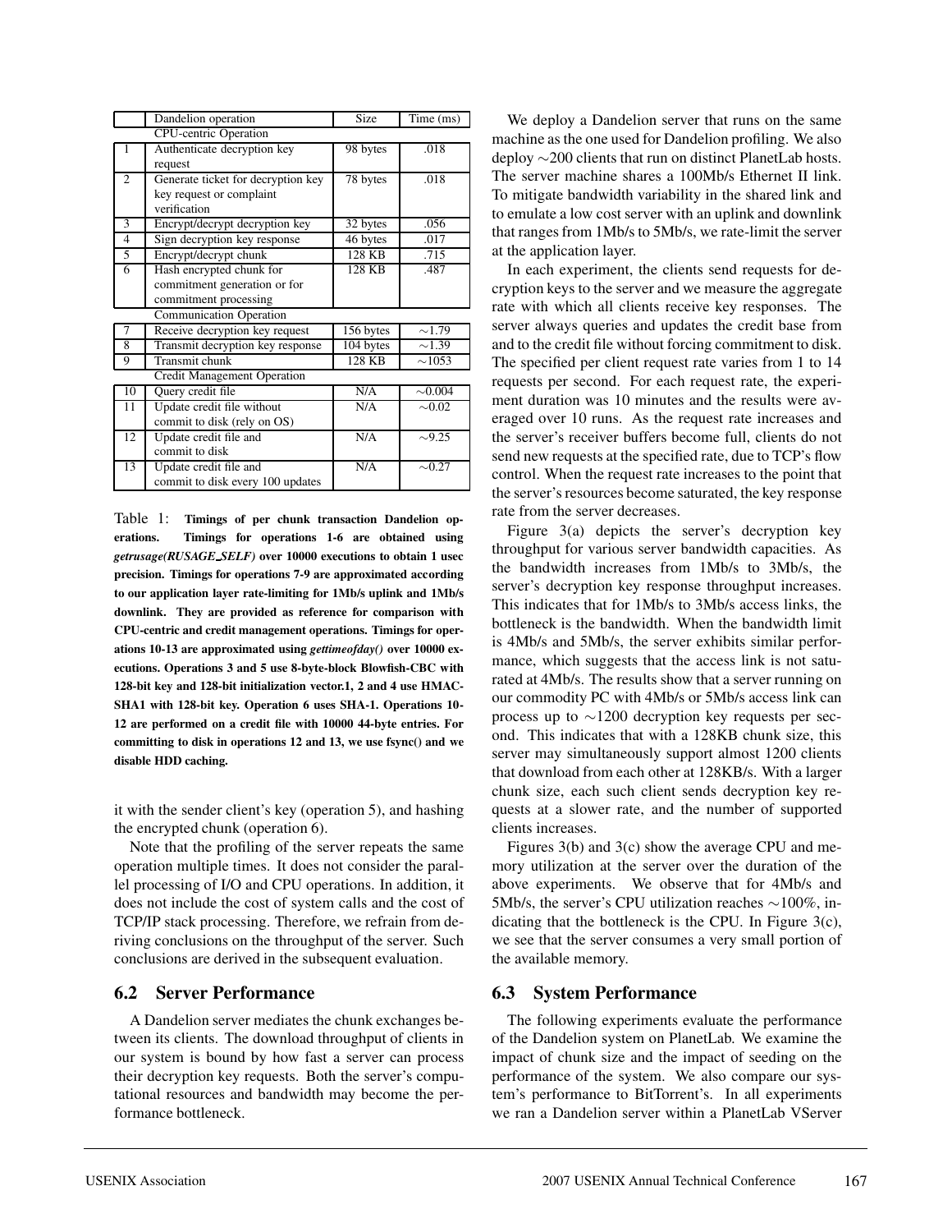| | Dandelion operation | Size | Time (ms) |
|---|---|---|---|
| | CPU-centric Operation | | |
| 1 | Authenticate decryption key request | 98 bytes | .018 |
| 2 | Generate ticket for decryption key request or complaint verification | 78 bytes | .018 |
| 3 | Encrypt/decrypt decryption key | 32 bytes | .056 |
| 4 | Sign decryption key response | 46 bytes | .017 |
| 5 | Encrypt/decrypt chunk | 128 KB | .715 |
| 6 | Hash encrypted chunk for commitment generation or for commitment processing | 128 KB | .487 |
| | Communication Operation | | |
| 7 | Receive decryption key request | 156 bytes | $\sim$1.79 |
| 8 | Transmit decryption key response | 104 bytes | $\sim$1.39 |
| 9 | Transmit chunk | 128 KB | $\sim$1053 |
| | Credit Management Operation | | |
| 10 | Query credit file | N/A | $\sim$0.004 |
| 11 | Update credit file without commit to disk (rely on OS) | N/A | $\sim$0.02 |
| 12 | Update credit file and commit to disk | N/A | $\sim$9.25 |
| 13 | Update credit file and commit to disk every 100 updates | N/A | $\sim$0.27 |

Table 1: **Timings of per chunk transaction Dandelion operations. Timings for operations 1-6 are obtained using *getrusage(RUSAGE_SELF)* over 10000 executions to obtain 1 usec precision. Timings for operations 7-9 are approximated according to our application layer rate-limiting for 1Mb/s uplink and 1Mb/s downlink. They are provided as reference for comparison with CPU-centric and credit management operations. Timings for operations 10-13 are approximated using *gettimeofday()* over 10000 executions. Operations 3 and 5 use 8-byte-block Blowfish-CBC with 128-bit key and 128-bit initialization vector.1, 2 and 4 use HMAC-SHA1 with 128-bit key. Operation 6 uses SHA-1. Operations 10-12 are performed on a credit file with 10000 44-byte entries. For committing to disk in operations 12 and 13, we use fsync() and we disable HDD caching.**

it with the sender client's key (operation 5), and hashing the encrypted chunk (operation 6).

Note that the profiling of the server repeats the same operation multiple times. It does not consider the parallel processing of I/O and CPU operations. In addition, it does not include the cost of system calls and the cost of TCP/IP stack processing. Therefore, we refrain from deriving conclusions on the throughput of the server. Such conclusions are derived in the subsequent evaluation.

## 6.2 Server Performance

A Dandelion server mediates the chunk exchanges between its clients. The download throughput of clients in our system is bound by how fast a server can process their decryption key requests. Both the server's computational resources and bandwidth may become the performance bottleneck.

We deploy a Dandelion server that runs on the same machine as the one used for Dandelion profiling. We also deploy $\sim$200 clients that run on distinct PlanetLab hosts. The server machine shares a 100Mb/s Ethernet II link. To mitigate bandwidth variability in the shared link and to emulate a low cost server with an uplink and downlink that ranges from 1Mb/s to 5Mb/s, we rate-limit the server at the application layer.

In each experiment, the clients send requests for decryption keys to the server and we measure the aggregate rate with which all clients receive key responses. The server always queries and updates the credit base from and to the credit file without forcing commitment to disk. The specified per client request rate varies from 1 to 14 requests per second. For each request rate, the experiment duration was 10 minutes and the results were averaged over 10 runs. As the request rate increases and the server's receiver buffers become full, clients do not send new requests at the specified rate, due to TCP's flow control. When the request rate increases to the point that the server's resources become saturated, the key response rate from the server decreases.

Figure 3(a) depicts the server's decryption key throughput for various server bandwidth capacities. As the bandwidth increases from 1Mb/s to 3Mb/s, the server's decryption key response throughput increases. This indicates that for 1Mb/s to 3Mb/s access links, the bottleneck is the bandwidth. When the bandwidth limit is 4Mb/s and 5Mb/s, the server exhibits similar performance, which suggests that the access link is not saturated at 4Mb/s. The results show that a server running on our commodity PC with 4Mb/s or 5Mb/s access link can process up to $\sim$1200 decryption key requests per second. This indicates that with a 128KB chunk size, this server may simultaneously support almost 1200 clients that download from each other at 128KB/s. With a larger chunk size, each such client sends decryption key requests at a slower rate, and the number of supported clients increases.

Figures 3(b) and 3(c) show the average CPU and memory utilization at the server over the duration of the above experiments. We observe that for 4Mb/s and 5Mb/s, the server's CPU utilization reaches $\sim$100%, indicating that the bottleneck is the CPU. In Figure 3(c), we see that the server consumes a very small portion of the available memory.

## 6.3 System Performance

The following experiments evaluate the performance of the Dandelion system on PlanetLab. We examine the impact of chunk size and the impact of seeding on the performance of the system. We also compare our system's performance to BitTorrent's. In all experiments we ran a Dandelion server within a PlanetLab VServer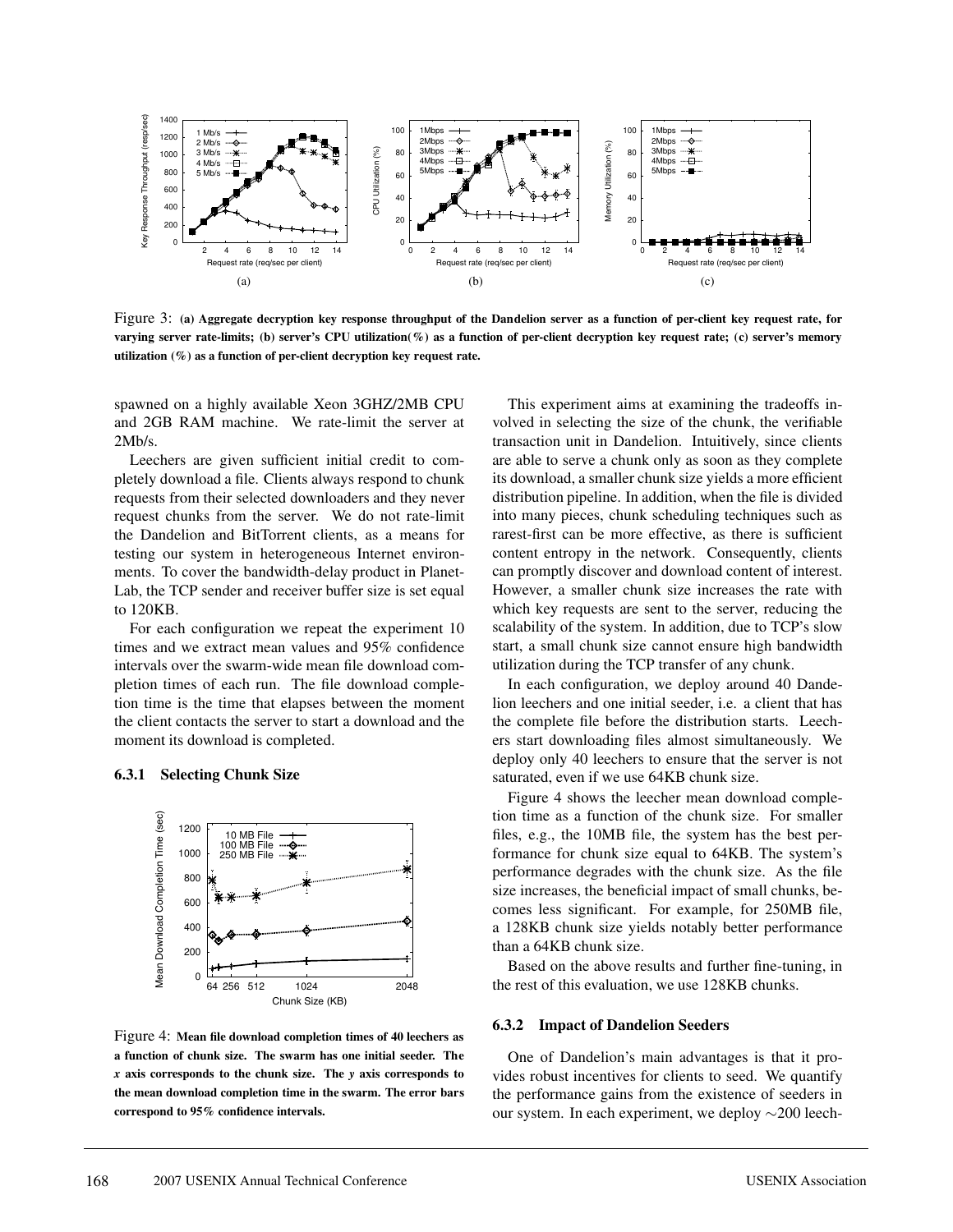1400
1200
1000
800
600
400
200
0
Key Response Throughput (resp/sec)
1 Mb/s
2 Mb/s
3 Mb/s
4 Mb/s
5 Mb/s
2 4 6 8 10 12 14
Request rate (req/sec per client)
(a)

100
80
60
40
20
0
CPU Utilization (%)
1Mbps
2Mbps
3Mbps
4Mbps
5Mbps
0 2 4 6 8 10 12 14
Request rate (req/sec per client)
(b)

100
80
60
40
20
0
Memory Utilization (%)
1Mbps
2Mbps
3Mbps
4Mbps
5Mbps
0 2 4 6 8 10 12 14
Request rate (req/sec per client)
(c)

Figure 3: **(a) Aggregate decryption key response throughput of the Dandelion server as a function of per-client key request rate, for varying server rate-limits; (b) server's CPU utilization(%) as a function of per-client decryption key request rate; (c) server's memory utilization (%) as a function of per-client decryption key request rate.**

spawned on a highly available Xeon 3GHZ/2MB CPU and 2GB RAM machine. We rate-limit the server at 2Mb/s.

Leechers are given sufficient initial credit to completely download a file. Clients always respond to chunk requests from their selected downloaders and they never request chunks from the server. We do not rate-limit the Dandelion and BitTorrent clients, as a means for testing our system in heterogeneous Internet environments. To cover the bandwidth-delay product in PlanetLab, the TCP sender and receiver buffer size is set equal to 120KB.

For each configuration we repeat the experiment 10 times and we extract mean values and 95% confidence intervals over the swarm-wide mean file download completion times of each run. The file download completion time is the time that elapses between the moment the client contacts the server to start a download and the moment its download is completed.

#### 6.3.1 Selecting Chunk Size

1200
1000
800
600
400
200
0
Mean Download Completion Time (sec)
10 MB File
100 MB File
250 MB File
64 256 512 1024 2048
Chunk Size (KB)

Figure 4: **Mean file download completion times of 40 leechers as a function of chunk size. The swarm has one initial seeder. The *x* axis corresponds to the chunk size. The *y* axis corresponds to the mean download completion time in the swarm. The error bars correspond to 95% confidence intervals.**

This experiment aims at examining the tradeoffs involved in selecting the size of the chunk, the verifiable transaction unit in Dandelion. Intuitively, since clients are able to serve a chunk only as soon as they complete its download, a smaller chunk size yields a more efficient distribution pipeline. In addition, when the file is divided into many pieces, chunk scheduling techniques such as rarest-first can be more effective, as there is sufficient content entropy in the network. Consequently, clients can promptly discover and download content of interest. However, a smaller chunk size increases the rate with which key requests are sent to the server, reducing the scalability of the system. In addition, due to TCP's slow start, a small chunk size cannot ensure high bandwidth utilization during the TCP transfer of any chunk.

In each configuration, we deploy around 40 Dandelion leechers and one initial seeder, i.e. a client that has the complete file before the distribution starts. Leechers start downloading files almost simultaneously. We deploy only 40 leechers to ensure that the server is not saturated, even if we use 64KB chunk size.

Figure 4 shows the leecher mean download completion time as a function of the chunk size. For smaller files, e.g., the 10MB file, the system has the best performance for chunk size equal to 64KB. The system's performance degrades with the chunk size. As the file size increases, the beneficial impact of small chunks, becomes less significant. For example, for 250MB file, a 128KB chunk size yields notably better performance than a 64KB chunk size.

Based on the above results and further fine-tuning, in the rest of this evaluation, we use 128KB chunks.

#### 6.3.2 Impact of Dandelion Seeders

One of Dandelion's main advantages is that it provides robust incentives for clients to seed. We quantify the performance gains from the existence of seeders in our system. In each experiment, we deploy ∼200 leech-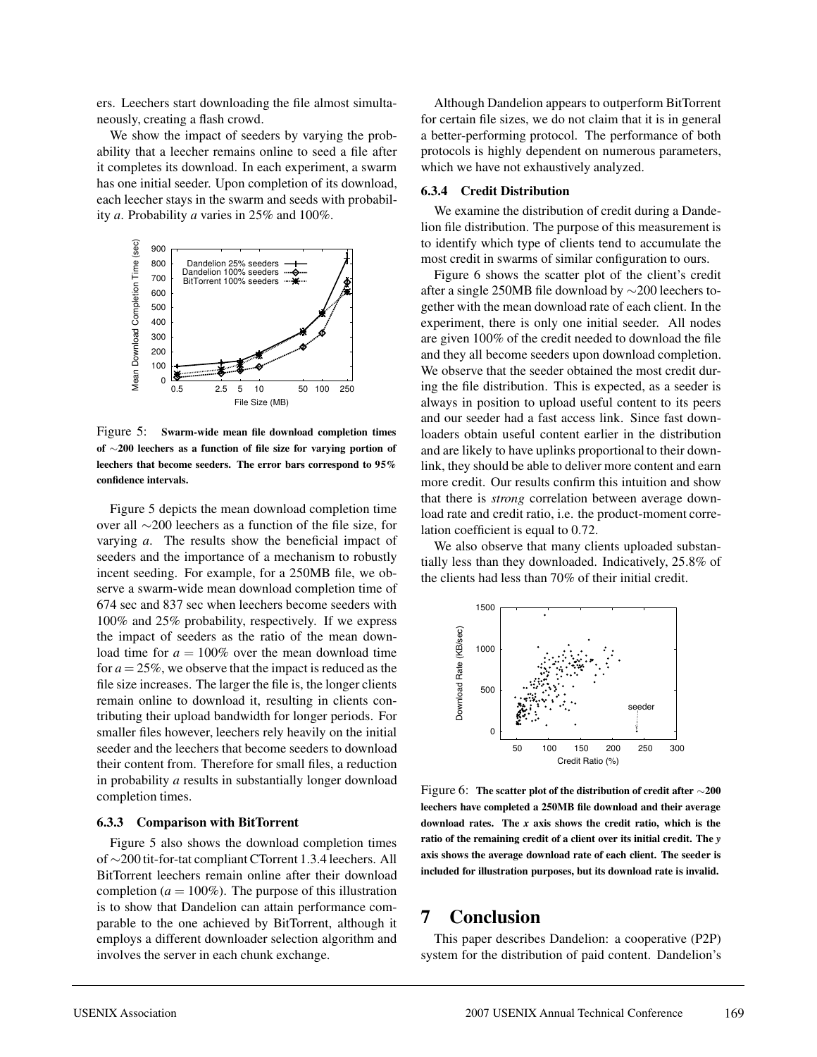ers. Leechers start downloading the file almost simultaneously, creating a flash crowd.

We show the impact of seeders by varying the probability that a leecher remains online to seed a file after it completes its download. In each experiment, a swarm has one initial seeder. Upon completion of its download, each leecher stays in the swarm and seeds with probability $a$. Probability $a$ varies in 25% and 100%.

Mean Download Completion Time (sec)
900
800
700
600
500
400
300
200
100
0
0.5 2.5 5 10 50 100 250
File Size (MB)
Dandelion 25% seeders
Dandelion 100% seeders
BitTorrent 100% seeders

Figure 5: **Swarm-wide mean file download completion times of ∼200 leechers as a function of file size for varying portion of leechers that become seeders. The error bars correspond to 95% confidence intervals.**

Figure 5 depicts the mean download completion time over all ∼200 leechers as a function of the file size, for varying $a$. The results show the beneficial impact of seeders and the importance of a mechanism to robustly incent seeding. For example, for a 250MB file, we observe a swarm-wide mean download completion time of 674 sec and 837 sec when leechers become seeders with 100% and 25% probability, respectively. If we express the impact of seeders as the ratio of the mean download time for $a = 100\%$ over the mean download time for $a = 25\%$, we observe that the impact is reduced as the file size increases. The larger the file is, the longer clients remain online to download it, resulting in clients contributing their upload bandwidth for longer periods. For smaller files however, leechers rely heavily on the initial seeder and the leechers that become seeders to download their content from. Therefore for small files, a reduction in probability $a$ results in substantially longer download completion times.

### 6.3.3 Comparison with BitTorrent

Figure 5 also shows the download completion times of ∼200 tit-for-tat compliant CTorrent 1.3.4 leechers. All BitTorrent leechers remain online after their download completion ($a = 100\%$). The purpose of this illustration is to show that Dandelion can attain performance comparable to the one achieved by BitTorrent, although it employs a different downloader selection algorithm and involves the server in each chunk exchange.

Although Dandelion appears to outperform BitTorrent for certain file sizes, we do not claim that it is in general a better-performing protocol. The performance of both protocols is highly dependent on numerous parameters, which we have not exhaustively analyzed.

### 6.3.4 Credit Distribution

We examine the distribution of credit during a Dandelion file distribution. The purpose of this measurement is to identify which type of clients tend to accumulate the most credit in swarms of similar configuration to ours.

Figure 6 shows the scatter plot of the client's credit after a single 250MB file download by ∼200 leechers together with the mean download rate of each client. In the experiment, there is only one initial seeder. All nodes are given 100% of the credit needed to download the file and they all become seeders upon download completion. We observe that the seeder obtained the most credit during the file distribution. This is expected, as a seeder is always in position to upload useful content to its peers and our seeder had a fast access link. Since fast downloaders obtain useful content earlier in the distribution and are likely to have uplinks proportional to their downlink, they should be able to deliver more content and earn more credit. Our results confirm this intuition and show that there is *strong* correlation between average download rate and credit ratio, i.e. the product-moment correlation coefficient is equal to 0.72.

We also observe that many clients uploaded substantially less than they downloaded. Indicatively, 25.8% of the clients had less than 70% of their initial credit.

Download Rate (KB/sec)
1500
1000
500
0
50 100 150 200 250 300
Credit Ratio (%)
seeder

Figure 6: **The scatter plot of the distribution of credit after ∼200 leechers have completed a 250MB file download and their average download rates. The *x* axis shows the credit ratio, which is the ratio of the remaining credit of a client over its initial credit. The *y* axis shows the average download rate of each client. The seeder is included for illustration purposes, but its download rate is invalid.**

# 7 Conclusion

This paper describes Dandelion: a cooperative (P2P) system for the distribution of paid content. Dandelion's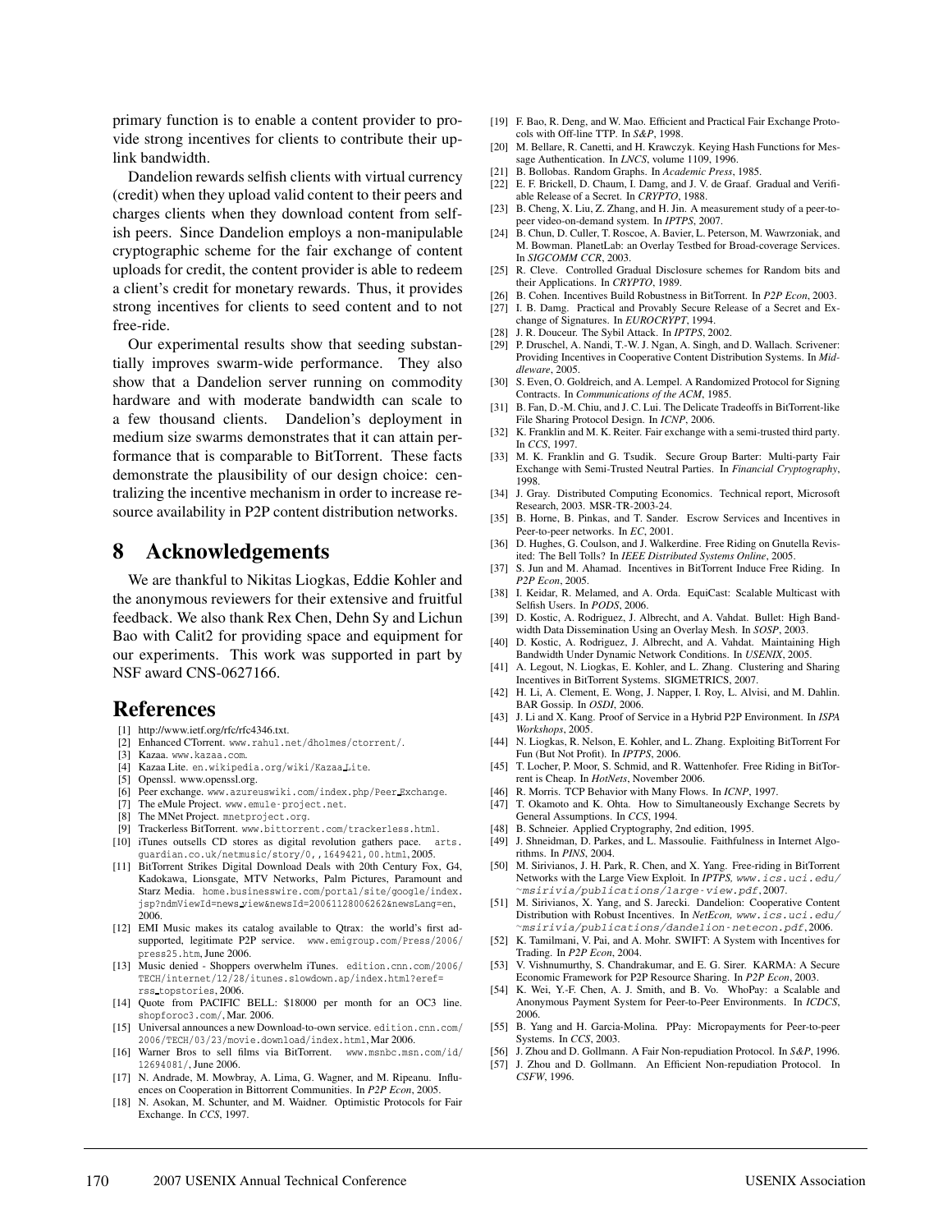primary function is to enable a content provider to provide strong incentives for clients to contribute their uplink bandwidth.

Dandelion rewards selfish clients with virtual currency (credit) when they upload valid content to their peers and charges clients when they download content from selfish peers. Since Dandelion employs a non-manipulable cryptographic scheme for the fair exchange of content uploads for credit, the content provider is able to redeem a client's credit for monetary rewards. Thus, it provides strong incentives for clients to seed content and to not free-ride.

Our experimental results show that seeding substantially improves swarm-wide performance. They also show that a Dandelion server running on commodity hardware and with moderate bandwidth can scale to a few thousand clients. Dandelion's deployment in medium size swarms demonstrates that it can attain performance that is comparable to BitTorrent. These facts demonstrate the plausibility of our design choice: centralizing the incentive mechanism in order to increase resource availability in P2P content distribution networks.

# 8 Acknowledgements

We are thankful to Nikitas Liogkas, Eddie Kohler and the anonymous reviewers for their extensive and fruitful feedback. We also thank Rex Chen, Dehn Sy and Lichun Bao with Calit2 for providing space and equipment for our experiments. This work was supported in part by NSF award CNS-0627166.

# References

[1] http://www.ietf.org/rfc/rfc4346.txt.

[2] Enhanced CTorrent. www.rahul.net/dholmes/ctorrent/.

[3] Kazaa. www.kazaa.com.

[4] Kazaa Lite. en.wikipedia.org/wiki/Kazaa_Lite.

[5] Openssl. www.openssl.org.

[6] Peer exchange. www.azureuswiki.com/index.php/Peer_Exchange.

[7] The eMule Project. www.emule-project.net.

[8] The MNet Project. mnetproject.org.

[9] Trackerless BitTorrent. www.bittorrent.com/trackerless.html.

[10] iTunes outsells CD stores as digital revolution gathers pace. arts.guardian.co.uk/netmusic/story/0,,1649421,00.html, 2005.

[11] BitTorrent Strikes Digital Download Deals with 20th Century Fox, G4, Kadokawa, Lionsgate, MTV Networks, Palm Pictures, Paramount and Starz Media. home.businesswire.com/portal/site/google/index.jsp?ndmViewId=news_view&newsId=20061128006262&newsLang=en, 2006.

[12] EMI Music makes its catalog available to Qtrax: the world's first ad-supported, legitimate P2P service. www.emigroup.com/Press/2006/press25.htm, June 2006.

[13] Music denied - Shoppers overwhelm iTunes. edition.cnn.com/2006/TECH/internet/12/28/itunes.slowdown.ap/index.html?eref=rss_topstories, 2006.

[14] Quote from PACIFIC BELL: $18000 per month for an OC3 line. shopforoc3.com/, Mar. 2006.

[15] Universal announces a new Download-to-own service. edition.cnn.com/2006/TECH/03/23/movie.download/index.html, Mar 2006.

[16] Warner Bros to sell films via BitTorrent. www.msnbc.msn.com/id/12694081/, June 2006.

[17] N. Andrade, M. Mowbray, A. Lima, G. Wagner, and M. Ripeanu. Influences on Cooperation in Bittorrent Communities. In *P2P Econ*, 2005.

[18] N. Asokan, M. Schunter, and M. Waidner. Optimistic Protocols for Fair Exchange. In *CCS*, 1997.

[19] F. Bao, R. Deng, and W. Mao. Efficient and Practical Fair Exchange Protocols with Off-line TTP. In *S&P*, 1998.

[20] M. Bellare, R. Canetti, and H. Krawczyk. Keying Hash Functions for Message Authentication. In *LNCS*, volume 1109, 1996.

[21] B. Bollobas. Random Graphs. In *Academic Press*, 1985.

[22] E. F. Brickell, D. Chaum, I. Damg, and J. V. de Graaf. Gradual and Verifiable Release of a Secret. In *CRYPTO*, 1988.

[23] B. Cheng, X. Liu, Z. Zhang, and H. Jin. A measurement study of a peer-to-peer video-on-demand system. In *IPTPS*, 2007.

[24] B. Chun, D. Culler, T. Roscoe, A. Bavier, L. Peterson, M. Wawrzoniak, and M. Bowman. PlanetLab: an Overlay Testbed for Broad-coverage Services. In *SIGCOMM CCR*, 2003.

[25] R. Cleve. Controlled Gradual Disclosure schemes for Random bits and their Applications. In *CRYPTO*, 1989.

[26] B. Cohen. Incentives Build Robustness in BitTorrent. In *P2P Econ*, 2003.

[27] I. B. Damg. Practical and Provably Secure Release of a Secret and Exchange of Signatures. In *EUROCRYPT*, 1994.

[28] J. R. Douceur. The Sybil Attack. In *IPTPS*, 2002.

[29] P. Druschel, A. Nandi, T.-W. J. Ngan, A. Singh, and D. Wallach. Scrivener: Providing Incentives in Cooperative Content Distribution Systems. In *Middleware*, 2005.

[30] S. Even, O. Goldreich, and A. Lempel. A Randomized Protocol for Signing Contracts. In *Communications of the ACM*, 1985.

[31] B. Fan, D.-M. Chiu, and J. C. Lui. The Delicate Tradeoffs in BitTorrent-like File Sharing Protocol Design. In *ICNP*, 2006.

[32] K. Franklin and M. K. Reiter. Fair exchange with a semi-trusted third party. In *CCS*, 1997.

[33] M. K. Franklin and G. Tsudik. Secure Group Barter: Multi-party Fair Exchange with Semi-Trusted Neutral Parties. In *Financial Cryptography*, 1998.

[34] J. Gray. Distributed Computing Economics. Technical report, Microsoft Research, 2003. MSR-TR-2003-24.

[35] B. Horne, B. Pinkas, and T. Sander. Escrow Services and Incentives in Peer-to-peer networks. In *EC*, 2001.

[36] D. Hughes, G. Coulson, and J. Walkerdine. Free Riding on Gnutella Revisited: The Bell Tolls? In *IEEE Distributed Systems Online*, 2005.

[37] S. Jun and M. Ahamad. Incentives in BitTorrent Induce Free Riding. In *P2P Econ*, 2005.

[38] I. Keidar, R. Melamed, and A. Orda. EquiCast: Scalable Multicast with Selfish Users. In *PODS*, 2006.

[39] D. Kostic, A. Rodriguez, J. Albrecht, and A. Vahdat. Bullet: High Bandwidth Data Dissemination Using an Overlay Mesh. In *SOSP*, 2003.

[40] D. Kostic, A. Rodriguez, J. Albrecht, and A. Vahdat. Maintaining High Bandwidth Under Dynamic Network Conditions. In *USENIX*, 2005.

[41] A. Legout, N. Liogkas, E. Kohler, and L. Zhang. Clustering and Sharing Incentives in BitTorrent Systems. SIGMETRICS, 2007.

[42] H. Li, A. Clement, E. Wong, J. Napper, I. Roy, L. Alvisi, and M. Dahlin. BAR Gossip. In *OSDI*, 2006.

[43] J. Li and X. Kang. Proof of Service in a Hybrid P2P Environment. In *ISPA Workshops*, 2005.

[44] N. Liogkas, R. Nelson, E. Kohler, and L. Zhang. Exploiting BitTorrent For Fun (But Not Profit). In *IPTPS*, 2006.

[45] T. Locher, P. Moor, S. Schmid, and R. Wattenhofer. Free Riding in BitTorrent is Cheap. In *HotNets*, November 2006.

[46] R. Morris. TCP Behavior with Many Flows. In *ICNP*, 1997.

[47] T. Okamoto and K. Ohta. How to Simultaneously Exchange Secrets by General Assumptions. In *CCS*, 1994.

[48] B. Schneier. Applied Cryptography, 2nd edition, 1995.

[49] J. Shneidman, D. Parkes, and L. Massoulie. Faithfulness in Internet Algorithms. In *PINS*, 2004.

[50] M. Sirivianos, J. H. Park, R. Chen, and X. Yang. Free-riding in BitTorrent Networks with the Large View Exploit. In *IPTPS, www.ics.uci.edu/~msirivia/publications/large-view.pdf*, 2007.

[51] M. Sirivianos, X. Yang, and S. Jarecki. Dandelion: Cooperative Content Distribution with Robust Incentives. In *NetEcon, www.ics.uci.edu/~msirivia/publications/dandelion-netecon.pdf*, 2006.

[52] K. Tamilmani, V. Pai, and A. Mohr. SWIFT: A System with Incentives for Trading. In *P2P Econ*, 2004.

[53] V. Vishnumurthy, S. Chandrakumar, and E. G. Sirer. KARMA: A Secure Economic Framework for P2P Resource Sharing. In *P2P Econ*, 2003.

[54] K. Wei, Y.-F. Chen, A. J. Smith, and B. Vo. WhoPay: a Scalable and Anonymous Payment System for Peer-to-Peer Environments. In *ICDCS*, 2006.

[55] B. Yang and H. Garcia-Molina. PPay: Micropayments for Peer-to-peer Systems. In *CCS*, 2003.

[56] J. Zhou and D. Gollmann. A Fair Non-repudiation Protocol. In *S&P*, 1996.

[57] J. Zhou and D. Gollmann. An Efficient Non-repudiation Protocol. In *CSFW*, 1996.